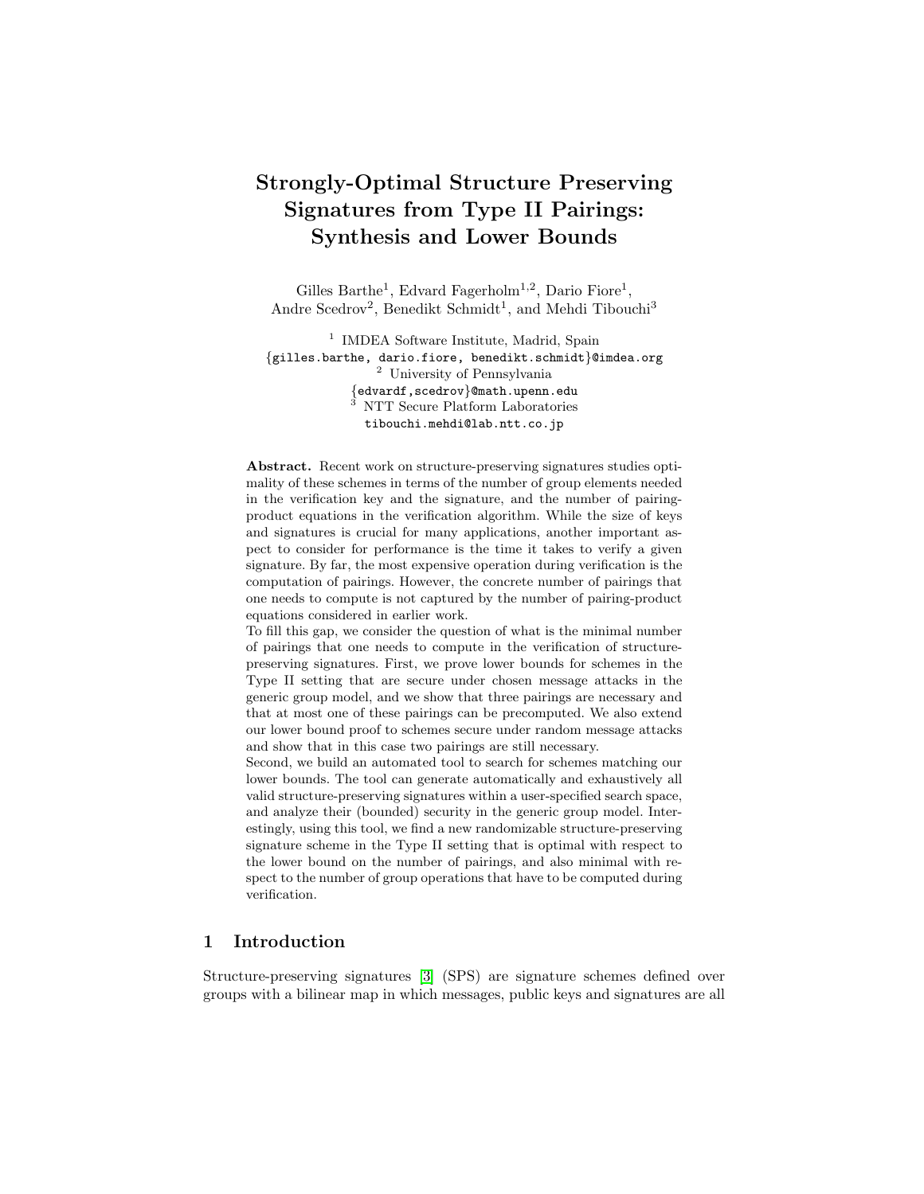# Strongly-Optimal Structure Preserving Signatures from Type II Pairings: Synthesis and Lower Bounds

Gilles Barthe[1], Edvard Fagerholm[1,2], Dario Fiore[1], Andre Scedrov[2], Benedikt Schmidt[1], and Mehdi Tibouchi[3]

[1] IMDEA Software Institute, Madrid, Spain
{gilles.barthe, dario.fiore, benedikt.schmidt}@imdea.org
[2] University of Pennsylvania
{edvardf,scedrov}@math.upenn.edu
[3] NTT Secure Platform Laboratories
tibouchi.mehdi@lab.ntt.co.jp

**Abstract.** Recent work on structure-preserving signatures studies optimality of these schemes in terms of the number of group elements needed in the verification key and the signature, and the number of pairing-product equations in the verification algorithm. While the size of keys and signatures is crucial for many applications, another important aspect to consider for performance is the time it takes to verify a given signature. By far, the most expensive operation during verification is the computation of pairings. However, the concrete number of pairings that one needs to compute is not captured by the number of pairing-product equations considered in earlier work.

To fill this gap, we consider the question of what is the minimal number of pairings that one needs to compute in the verification of structure-preserving signatures. First, we prove lower bounds for schemes in the Type II setting that are secure under chosen message attacks in the generic group model, and we show that three pairings are necessary and that at most one of these pairings can be precomputed. We also extend our lower bound proof to schemes secure under random message attacks and show that in this case two pairings are still necessary.

Second, we build an automated tool to search for schemes matching our lower bounds. The tool can generate automatically and exhaustively all valid structure-preserving signatures within a user-specified search space, and analyze their (bounded) security in the generic group model. Interestingly, using this tool, we find a new randomizable structure-preserving signature scheme in the Type II setting that is optimal with respect to the lower bound on the number of pairings, and also minimal with respect to the number of group operations that have to be computed during verification.

## 1 Introduction

Structure-preserving signatures [3] (SPS) are signature schemes defined over groups with a bilinear map in which messages, public keys and signatures are all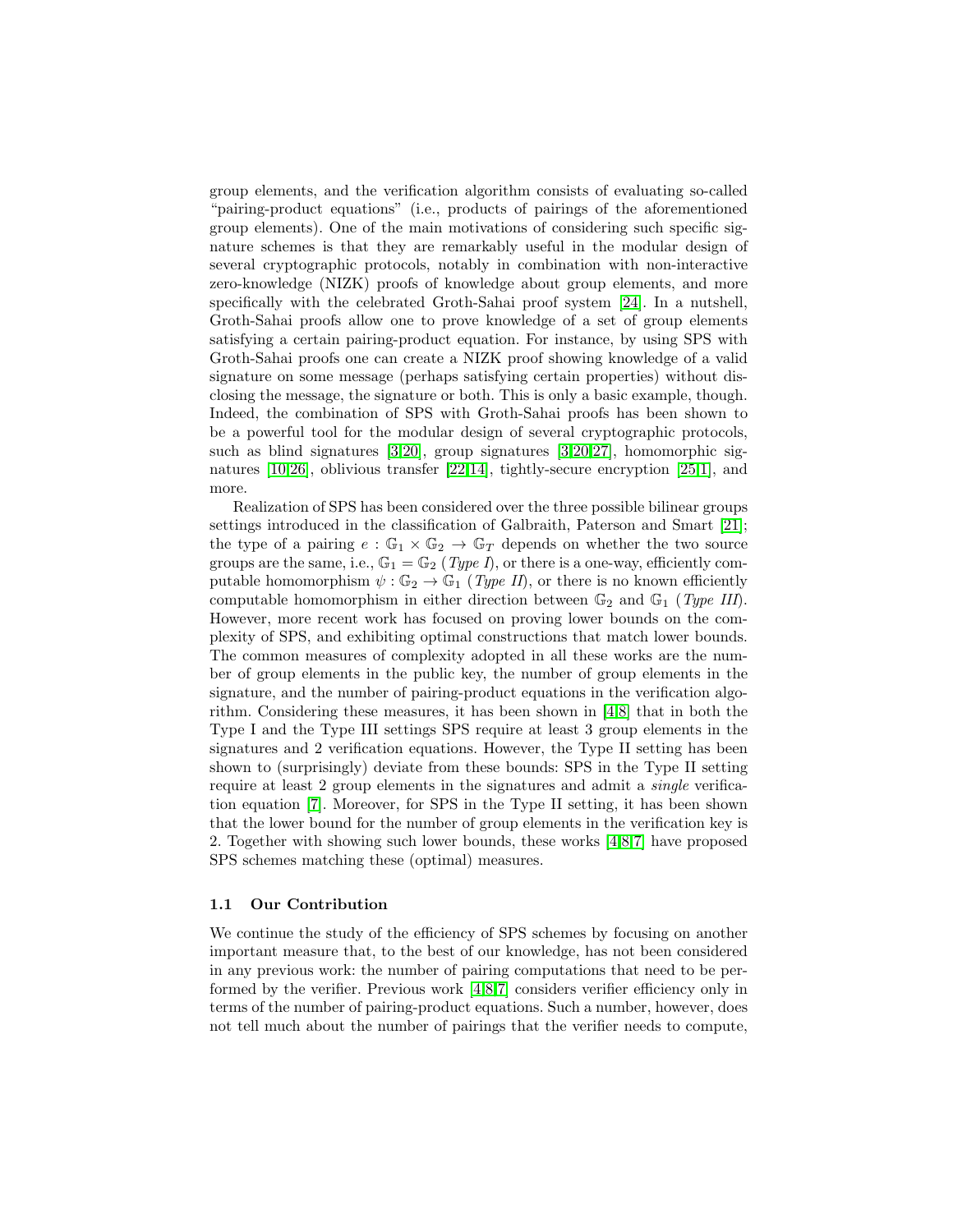group elements, and the verification algorithm consists of evaluating so-called "pairing-product equations" (i.e., products of pairings of the aforementioned group elements). One of the main motivations of considering such specific signature schemes is that they are remarkably useful in the modular design of several cryptographic protocols, notably in combination with non-interactive zero-knowledge (NIZK) proofs of knowledge about group elements, and more specifically with the celebrated Groth-Sahai proof system [24]. In a nutshell, Groth-Sahai proofs allow one to prove knowledge of a set of group elements satisfying a certain pairing-product equation. For instance, by using SPS with Groth-Sahai proofs one can create a NIZK proof showing knowledge of a valid signature on some message (perhaps satisfying certain properties) without disclosing the message, the signature or both. This is only a basic example, though. Indeed, the combination of SPS with Groth-Sahai proofs has been shown to be a powerful tool for the modular design of several cryptographic protocols, such as blind signatures [3,20], group signatures [3,20,27], homomorphic signatures [10,26], oblivious transfer [22,14], tightly-secure encryption [25,1], and more.

Realization of SPS has been considered over the three possible bilinear groups settings introduced in the classification of Galbraith, Paterson and Smart [21]; the type of a pairing $e : \mathbb{G}_1 \times \mathbb{G}_2 \to \mathbb{G}_T$ depends on whether the two source groups are the same, i.e., $\mathbb{G}_1 = \mathbb{G}_2$ (*Type I*), or there is a one-way, efficiently computable homomorphism $\psi : \mathbb{G}_2 \to \mathbb{G}_1$ (*Type II*), or there is no known efficiently computable homomorphism in either direction between $\mathbb{G}_2$ and $\mathbb{G}_1$ (*Type III*). However, more recent work has focused on proving lower bounds on the complexity of SPS, and exhibiting optimal constructions that match lower bounds. The common measures of complexity adopted in all these works are the number of group elements in the public key, the number of group elements in the signature, and the number of pairing-product equations in the verification algorithm. Considering these measures, it has been shown in [4,8] that in both the Type I and the Type III settings SPS require at least 3 group elements in the signatures and 2 verification equations. However, the Type II setting has been shown to (surprisingly) deviate from these bounds: SPS in the Type II setting require at least 2 group elements in the signatures and admit a *single* verification equation [7]. Moreover, for SPS in the Type II setting, it has been shown that the lower bound for the number of group elements in the verification key is 2. Together with showing such lower bounds, these works [4,8,7] have proposed SPS schemes matching these (optimal) measures.

### 1.1 Our Contribution

We continue the study of the efficiency of SPS schemes by focusing on another important measure that, to the best of our knowledge, has not been considered in any previous work: the number of pairing computations that need to be performed by the verifier. Previous work [4,8,7] considers verifier efficiency only in terms of the number of pairing-product equations. Such a number, however, does not tell much about the number of pairings that the verifier needs to compute,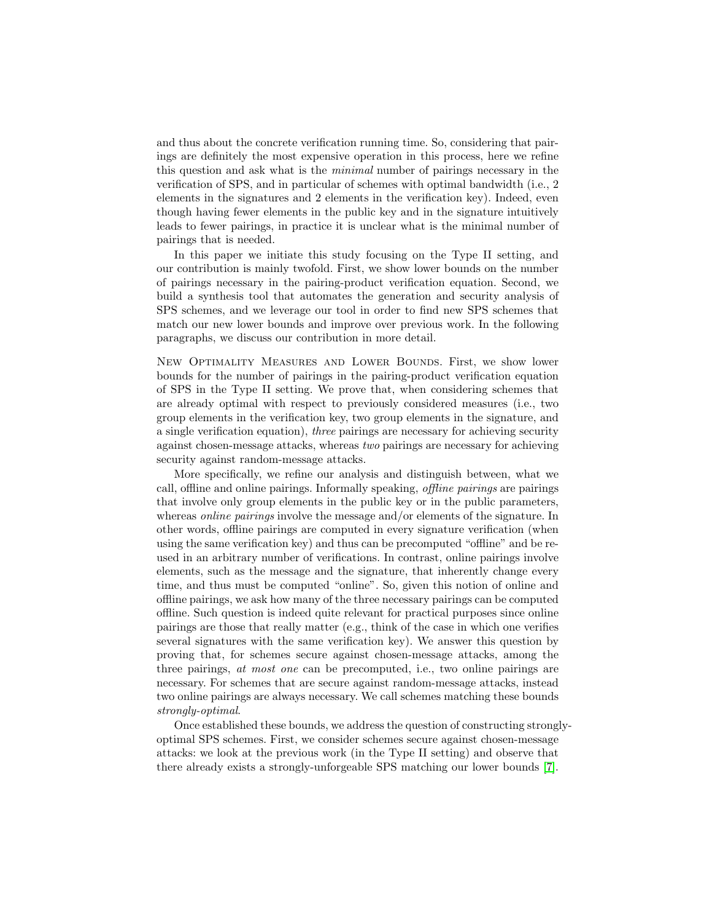and thus about the concrete verification running time. So, considering that pairings are definitely the most expensive operation in this process, here we refine this question and ask what is the *minimal* number of pairings necessary in the verification of SPS, and in particular of schemes with optimal bandwidth (i.e., 2 elements in the signatures and 2 elements in the verification key). Indeed, even though having fewer elements in the public key and in the signature intuitively leads to fewer pairings, in practice it is unclear what is the minimal number of pairings that is needed.

In this paper we initiate this study focusing on the Type II setting, and our contribution is mainly twofold. First, we show lower bounds on the number of pairings necessary in the pairing-product verification equation. Second, we build a synthesis tool that automates the generation and security analysis of SPS schemes, and we leverage our tool in order to find new SPS schemes that match our new lower bounds and improve over previous work. In the following paragraphs, we discuss our contribution in more detail.

New Optimality Measures and Lower Bounds. First, we show lower bounds for the number of pairings in the pairing-product verification equation of SPS in the Type II setting. We prove that, when considering schemes that are already optimal with respect to previously considered measures (i.e., two group elements in the verification key, two group elements in the signature, and a single verification equation), *three* pairings are necessary for achieving security against chosen-message attacks, whereas *two* pairings are necessary for achieving security against random-message attacks.

More specifically, we refine our analysis and distinguish between, what we call, offline and online pairings. Informally speaking, *offline pairings* are pairings that involve only group elements in the public key or in the public parameters, whereas *online pairings* involve the message and/or elements of the signature. In other words, offline pairings are computed in every signature verification (when using the same verification key) and thus can be precomputed "offline" and be reused in an arbitrary number of verifications. In contrast, online pairings involve elements, such as the message and the signature, that inherently change every time, and thus must be computed "online". So, given this notion of online and offline pairings, we ask how many of the three necessary pairings can be computed offline. Such question is indeed quite relevant for practical purposes since online pairings are those that really matter (e.g., think of the case in which one verifies several signatures with the same verification key). We answer this question by proving that, for schemes secure against chosen-message attacks, among the three pairings, *at most one* can be precomputed, i.e., two online pairings are necessary. For schemes that are secure against random-message attacks, instead two online pairings are always necessary. We call schemes matching these bounds *strongly-optimal*.

Once established these bounds, we address the question of constructing strongly-optimal SPS schemes. First, we consider schemes secure against chosen-message attacks: we look at the previous work (in the Type II setting) and observe that there already exists a strongly-unforgeable SPS matching our lower bounds [7].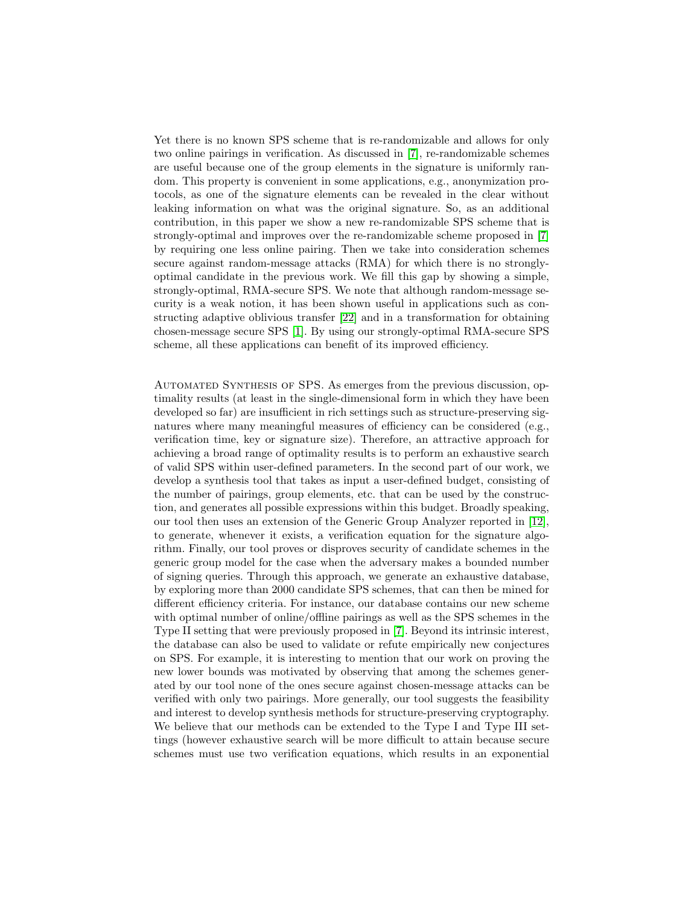Yet there is no known SPS scheme that is re-randomizable and allows for only two online pairings in verification. As discussed in [7], re-randomizable schemes are useful because one of the group elements in the signature is uniformly random. This property is convenient in some applications, e.g., anonymization protocols, as one of the signature elements can be revealed in the clear without leaking information on what was the original signature. So, as an additional contribution, in this paper we show a new re-randomizable SPS scheme that is strongly-optimal and improves over the re-randomizable scheme proposed in [7] by requiring one less online pairing. Then we take into consideration schemes secure against random-message attacks (RMA) for which there is no strongly-optimal candidate in the previous work. We fill this gap by showing a simple, strongly-optimal, RMA-secure SPS. We note that although random-message security is a weak notion, it has been shown useful in applications such as constructing adaptive oblivious transfer [22] and in a transformation for obtaining chosen-message secure SPS [1]. By using our strongly-optimal RMA-secure SPS scheme, all these applications can benefit of its improved efficiency.

Automated Synthesis of SPS. As emerges from the previous discussion, optimality results (at least in the single-dimensional form in which they have been developed so far) are insufficient in rich settings such as structure-preserving signatures where many meaningful measures of efficiency can be considered (e.g., verification time, key or signature size). Therefore, an attractive approach for achieving a broad range of optimality results is to perform an exhaustive search of valid SPS within user-defined parameters. In the second part of our work, we develop a synthesis tool that takes as input a user-defined budget, consisting of the number of pairings, group elements, etc. that can be used by the construction, and generates all possible expressions within this budget. Broadly speaking, our tool then uses an extension of the Generic Group Analyzer reported in [12], to generate, whenever it exists, a verification equation for the signature algorithm. Finally, our tool proves or disproves security of candidate schemes in the generic group model for the case when the adversary makes a bounded number of signing queries. Through this approach, we generate an exhaustive database, by exploring more than 2000 candidate SPS schemes, that can then be mined for different efficiency criteria. For instance, our database contains our new scheme with optimal number of online/offline pairings as well as the SPS schemes in the Type II setting that were previously proposed in [7]. Beyond its intrinsic interest, the database can also be used to validate or refute empirically new conjectures on SPS. For example, it is interesting to mention that our work on proving the new lower bounds was motivated by observing that among the schemes generated by our tool none of the ones secure against chosen-message attacks can be verified with only two pairings. More generally, our tool suggests the feasibility and interest to develop synthesis methods for structure-preserving cryptography. We believe that our methods can be extended to the Type I and Type III settings (however exhaustive search will be more difficult to attain because secure schemes must use two verification equations, which results in an exponential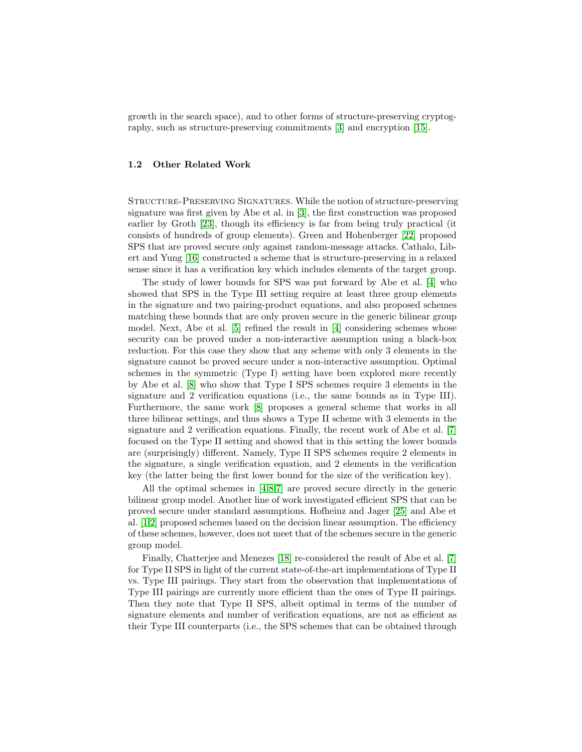growth in the search space), and to other forms of structure-preserving cryptography, such as structure-preserving commitments [3] and encryption [15].

### 1.2 Other Related Work

Structure-Preserving Signatures. While the notion of structure-preserving signature was first given by Abe et al. in [3], the first construction was proposed earlier by Groth [23], though its efficiency is far from being truly practical (it consists of hundreds of group elements). Green and Hohenberger [22] proposed SPS that are proved secure only against random-message attacks. Cathalo, Libert and Yung [16] constructed a scheme that is structure-preserving in a relaxed sense since it has a verification key which includes elements of the target group.

The study of lower bounds for SPS was put forward by Abe et al. [4] who showed that SPS in the Type III setting require at least three group elements in the signature and two pairing-product equations, and also proposed schemes matching these bounds that are only proven secure in the generic bilinear group model. Next, Abe et al. [5] refined the result in [4] considering schemes whose security can be proved under a non-interactive assumption using a black-box reduction. For this case they show that any scheme with only 3 elements in the signature cannot be proved secure under a non-interactive assumption. Optimal schemes in the symmetric (Type I) setting have been explored more recently by Abe et al. [8] who show that Type I SPS schemes require 3 elements in the signature and 2 verification equations (i.e., the same bounds as in Type III). Furthermore, the same work [8] proposes a general scheme that works in all three bilinear settings, and thus shows a Type II scheme with 3 elements in the signature and 2 verification equations. Finally, the recent work of Abe et al. [7] focused on the Type II setting and showed that in this setting the lower bounds are (surprisingly) different. Namely, Type II SPS schemes require 2 elements in the signature, a single verification equation, and 2 elements in the verification key (the latter being the first lower bound for the size of the verification key).

All the optimal schemes in [4,8,7] are proved secure directly in the generic bilinear group model. Another line of work investigated efficient SPS that can be proved secure under standard assumptions. Hofheinz and Jager [25] and Abe et al. [1,2] proposed schemes based on the decision linear assumption. The efficiency of these schemes, however, does not meet that of the schemes secure in the generic group model.

Finally, Chatterjee and Menezes [18] re-considered the result of Abe et al. [7] for Type II SPS in light of the current state-of-the-art implementations of Type II vs. Type III pairings. They start from the observation that implementations of Type III pairings are currently more efficient than the ones of Type II pairings. Then they note that Type II SPS, albeit optimal in terms of the number of signature elements and number of verification equations, are not as efficient as their Type III counterparts (i.e., the SPS schemes that can be obtained through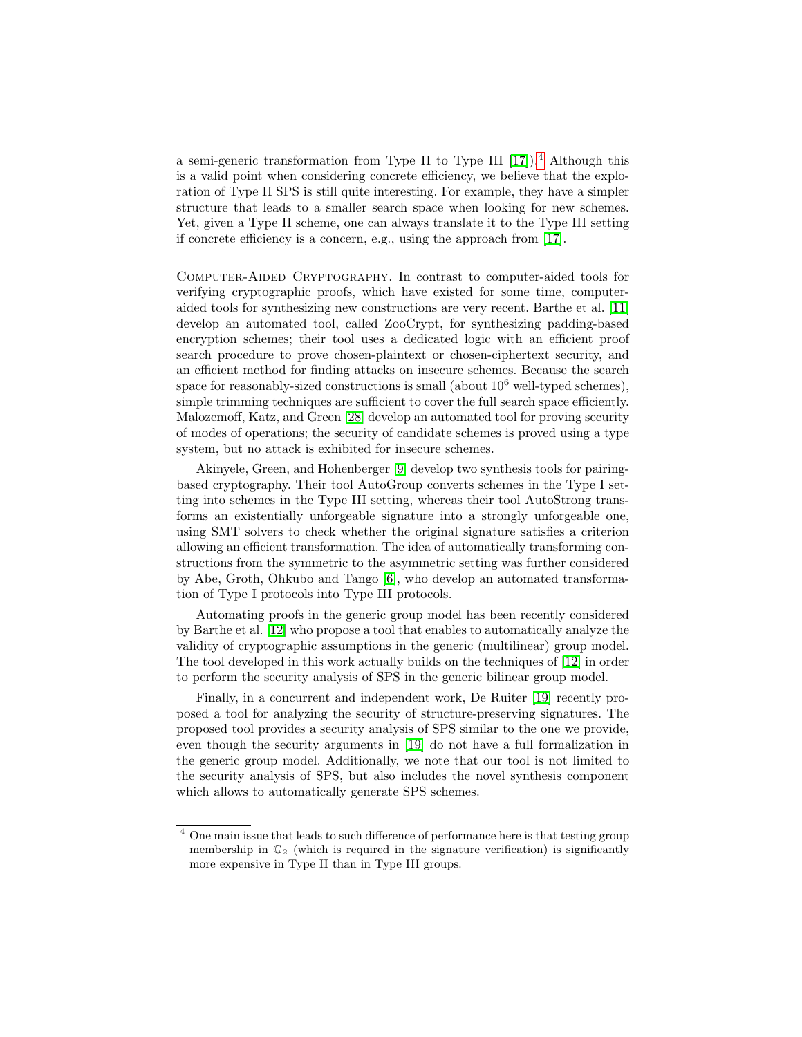a semi-generic transformation from Type II to Type III [17]).[4] Although this is a valid point when considering concrete efficiency, we believe that the exploration of Type II SPS is still quite interesting. For example, they have a simpler structure that leads to a smaller search space when looking for new schemes. Yet, given a Type II scheme, one can always translate it to the Type III setting if concrete efficiency is a concern, e.g., using the approach from [17].

Computer-Aided Cryptography. In contrast to computer-aided tools for verifying cryptographic proofs, which have existed for some time, computer-aided tools for synthesizing new constructions are very recent. Barthe et al. [11] develop an automated tool, called ZooCrypt, for synthesizing padding-based encryption schemes; their tool uses a dedicated logic with an efficient proof search procedure to prove chosen-plaintext or chosen-ciphertext security, and an efficient method for finding attacks on insecure schemes. Because the search space for reasonably-sized constructions is small (about $10^6$ well-typed schemes), simple trimming techniques are sufficient to cover the full search space efficiently. Malozemoff, Katz, and Green [28] develop an automated tool for proving security of modes of operations; the security of candidate schemes is proved using a type system, but no attack is exhibited for insecure schemes.

Akinyele, Green, and Hohenberger [9] develop two synthesis tools for pairing-based cryptography. Their tool AutoGroup converts schemes in the Type I setting into schemes in the Type III setting, whereas their tool AutoStrong transforms an existentially unforgeable signature into a strongly unforgeable one, using SMT solvers to check whether the original signature satisfies a criterion allowing an efficient transformation. The idea of automatically transforming constructions from the symmetric to the asymmetric setting was further considered by Abe, Groth, Ohkubo and Tango [6], who develop an automated transformation of Type I protocols into Type III protocols.

Automating proofs in the generic group model has been recently considered by Barthe et al. [12] who propose a tool that enables to automatically analyze the validity of cryptographic assumptions in the generic (multilinear) group model. The tool developed in this work actually builds on the techniques of [12] in order to perform the security analysis of SPS in the generic bilinear group model.

Finally, in a concurrent and independent work, De Ruiter [19] recently proposed a tool for analyzing the security of structure-preserving signatures. The proposed tool provides a security analysis of SPS similar to the one we provide, even though the security arguments in [19] do not have a full formalization in the generic group model. Additionally, we note that our tool is not limited to the security analysis of SPS, but also includes the novel synthesis component which allows to automatically generate SPS schemes.

---

[4] One main issue that leads to such difference of performance here is that testing group membership in $\mathbb{G}_2$ (which is required in the signature verification) is significantly more expensive in Type II than in Type III groups.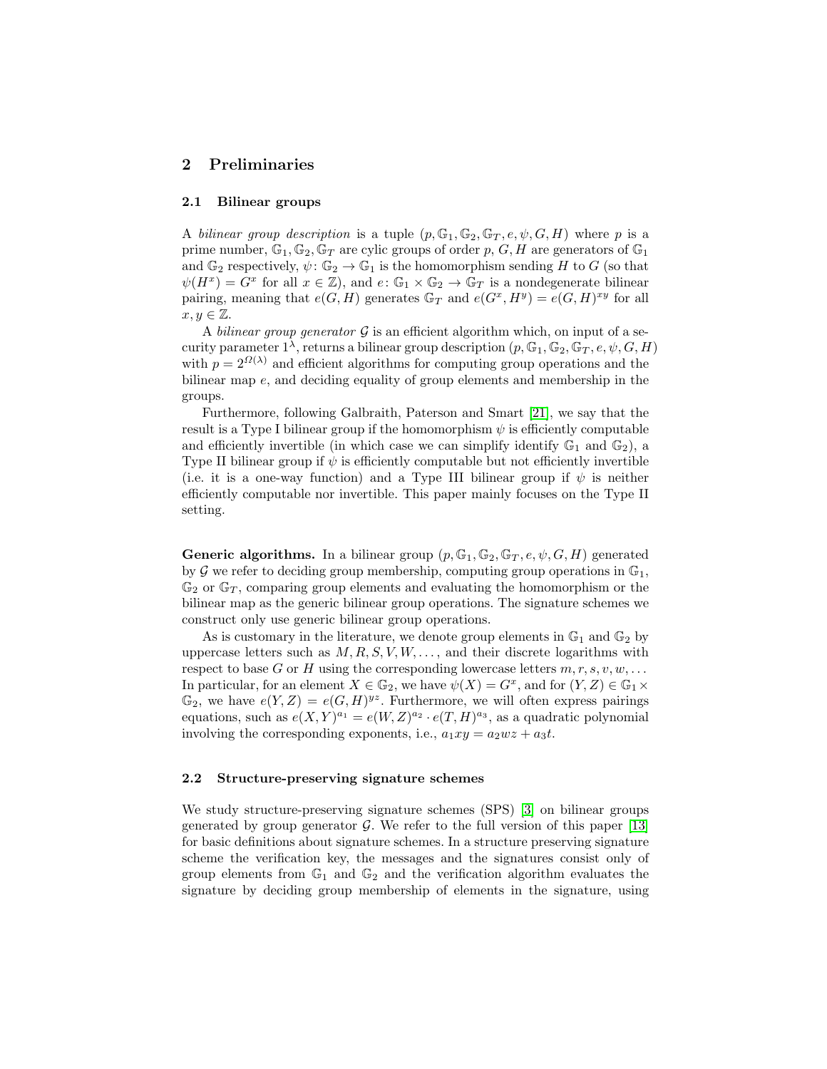## 2 Preliminaries

### 2.1 Bilinear groups

A *bilinear group description* is a tuple $(p, \mathbb{G}_1, \mathbb{G}_2, \mathbb{G}_T, e, \psi, G, H)$ where $p$ is a prime number, $\mathbb{G}_1, \mathbb{G}_2, \mathbb{G}_T$ are cylic groups of order $p$, $G, H$ are generators of $\mathbb{G}_1$ and $\mathbb{G}_2$ respectively, $\psi \colon \mathbb{G}_2 \to \mathbb{G}_1$ is the homomorphism sending $H$ to $G$ (so that $\psi(H^x) = G^x$ for all $x \in \mathbb{Z}$), and $e \colon \mathbb{G}_1 \times \mathbb{G}_2 \to \mathbb{G}_T$ is a nondegenerate bilinear pairing, meaning that $e(G, H)$ generates $\mathbb{G}_T$ and $e(G^x, H^y) = e(G, H)^{xy}$ for all $x, y \in \mathbb{Z}$.

A *bilinear group generator* $\mathcal{G}$ is an efficient algorithm which, on input of a security parameter $1^\lambda$, returns a bilinear group description $(p, \mathbb{G}_1, \mathbb{G}_2, \mathbb{G}_T, e, \psi, G, H)$ with $p = 2^{\Omega(\lambda)}$ and efficient algorithms for computing group operations and the bilinear map $e$, and deciding equality of group elements and membership in the groups.

Furthermore, following Galbraith, Paterson and Smart [21], we say that the result is a Type I bilinear group if the homomorphism $\psi$ is efficiently computable and efficiently invertible (in which case we can simplify identify $\mathbb{G}_1$ and $\mathbb{G}_2$), a Type II bilinear group if $\psi$ is efficiently computable but not efficiently invertible (i.e. it is a one-way function) and a Type III bilinear group if $\psi$ is neither efficiently computable nor invertible. This paper mainly focuses on the Type II setting.

**Generic algorithms.** In a bilinear group $(p, \mathbb{G}_1, \mathbb{G}_2, \mathbb{G}_T, e, \psi, G, H)$ generated by $\mathcal{G}$ we refer to deciding group membership, computing group operations in $\mathbb{G}_1$, $\mathbb{G}_2$ or $\mathbb{G}_T$, comparing group elements and evaluating the homomorphism or the bilinear map as the generic bilinear group operations. The signature schemes we construct only use generic bilinear group operations.

As is customary in the literature, we denote group elements in $\mathbb{G}_1$ and $\mathbb{G}_2$ by uppercase letters such as $M, R, S, V, W, \ldots$, and their discrete logarithms with respect to base $G$ or $H$ using the corresponding lowercase letters $m, r, s, v, w, \ldots$ In particular, for an element $X \in \mathbb{G}_2$, we have $\psi(X) = G^x$, and for $(Y, Z) \in \mathbb{G}_1 \times \mathbb{G}_2$, we have $e(Y, Z) = e(G, H)^{yz}$. Furthermore, we will often express pairings equations, such as $e(X, Y)^{a_1} = e(W, Z)^{a_2} \cdot e(T, H)^{a_3}$, as a quadratic polynomial involving the corresponding exponents, i.e., $a_1 xy = a_2 wz + a_3 t$.

### 2.2 Structure-preserving signature schemes

We study structure-preserving signature schemes (SPS) [3] on bilinear groups generated by group generator $\mathcal{G}$. We refer to the full version of this paper [13] for basic definitions about signature schemes. In a structure preserving signature scheme the verification key, the messages and the signatures consist only of group elements from $\mathbb{G}_1$ and $\mathbb{G}_2$ and the verification algorithm evaluates the signature by deciding group membership of elements in the signature, using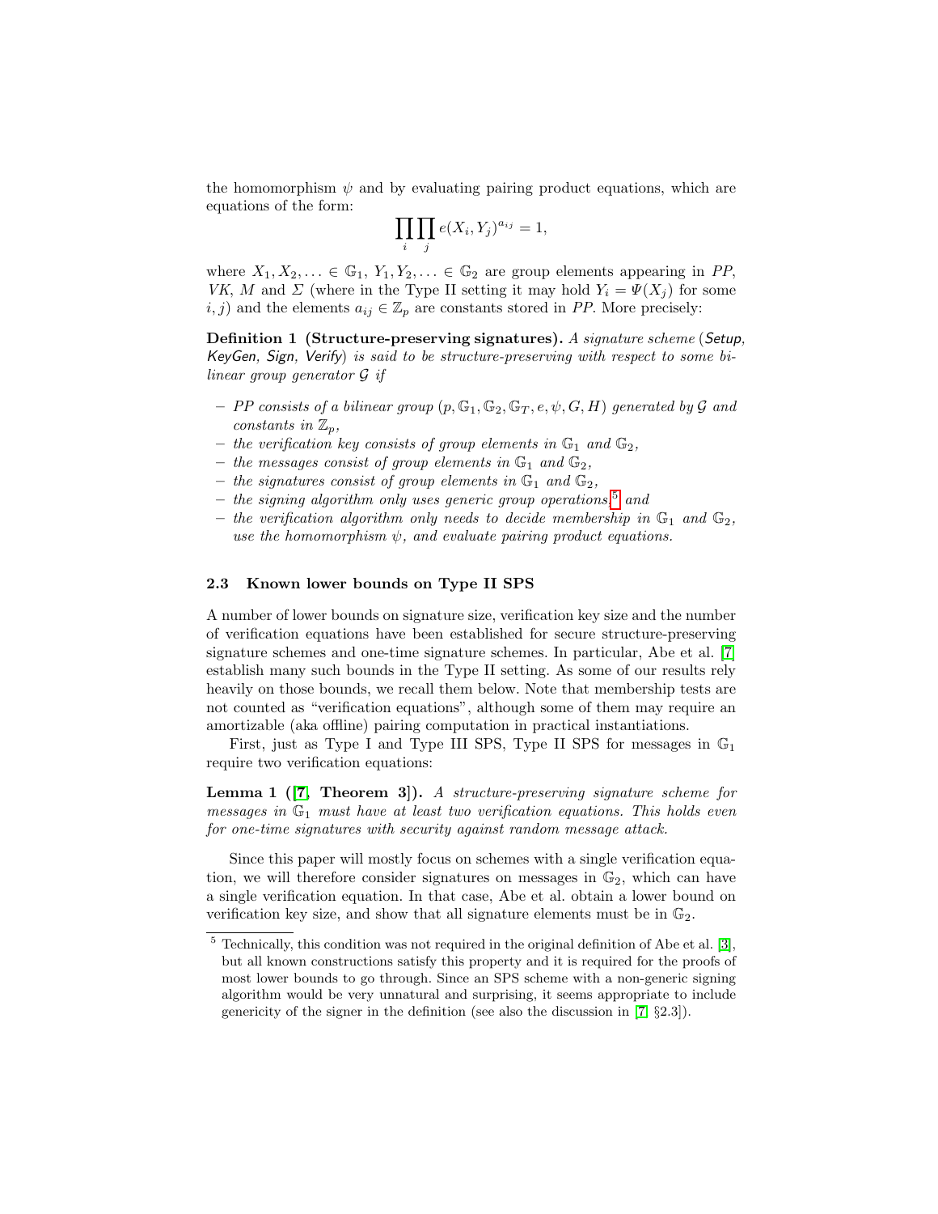the homomorphism $\psi$ and by evaluating pairing product equations, which are equations of the form:

$$\prod_i \prod_j e(X_i, Y_j)^{a_{ij}} = 1,$$

where $X_1, X_2, \ldots \in \mathbb{G}_1$, $Y_1, Y_2, \ldots \in \mathbb{G}_2$ are group elements appearing in *PP*, *VK*, *M* and $\Sigma$ (where in the Type II setting it may hold $Y_i = \Psi(X_j)$ for some $i, j$) and the elements $a_{ij} \in \mathbb{Z}_p$ are constants stored in *PP*. More precisely:

**Definition 1 (Structure-preserving signatures).** *A signature scheme (Setup, KeyGen, Sign, Verify) is said to be structure-preserving with respect to some bilinear group generator $\mathcal{G}$ if*

- *PP consists of a bilinear group $(p, \mathbb{G}_1, \mathbb{G}_2, \mathbb{G}_T, e, \psi, G, H)$ generated by $\mathcal{G}$ and constants in $\mathbb{Z}_p$,*
- *the verification key consists of group elements in $\mathbb{G}_1$ and $\mathbb{G}_2$,*
- *the messages consist of group elements in $\mathbb{G}_1$ and $\mathbb{G}_2$,*
- *the signatures consist of group elements in $\mathbb{G}_1$ and $\mathbb{G}_2$,*
- *the signing algorithm only uses generic group operations,*[5] *and*
- *the verification algorithm only needs to decide membership in $\mathbb{G}_1$ and $\mathbb{G}_2$, use the homomorphism $\psi$, and evaluate pairing product equations.*

### 2.3 Known lower bounds on Type II SPS

A number of lower bounds on signature size, verification key size and the number of verification equations have been established for secure structure-preserving signature schemes and one-time signature schemes. In particular, Abe et al. [7] establish many such bounds in the Type II setting. As some of our results rely heavily on those bounds, we recall them below. Note that membership tests are not counted as "verification equations", although some of them may require an amortizable (aka offline) pairing computation in practical instantiations.

First, just as Type I and Type III SPS, Type II SPS for messages in $\mathbb{G}_1$ require two verification equations:

**Lemma 1 ([7, Theorem 3]).** *A structure-preserving signature scheme for messages in $\mathbb{G}_1$ must have at least two verification equations. This holds even for one-time signatures with security against random message attack.*

Since this paper will mostly focus on schemes with a single verification equation, we will therefore consider signatures on messages in $\mathbb{G}_2$, which can have a single verification equation. In that case, Abe et al. obtain a lower bound on verification key size, and show that all signature elements must be in $\mathbb{G}_2$.

---

[5] Technically, this condition was not required in the original definition of Abe et al. [3], but all known constructions satisfy this property and it is required for the proofs of most lower bounds to go through. Since an SPS scheme with a non-generic signing algorithm would be very unnatural and surprising, it seems appropriate to include genericity of the signer in the definition (see also the discussion in [7, §2.3]).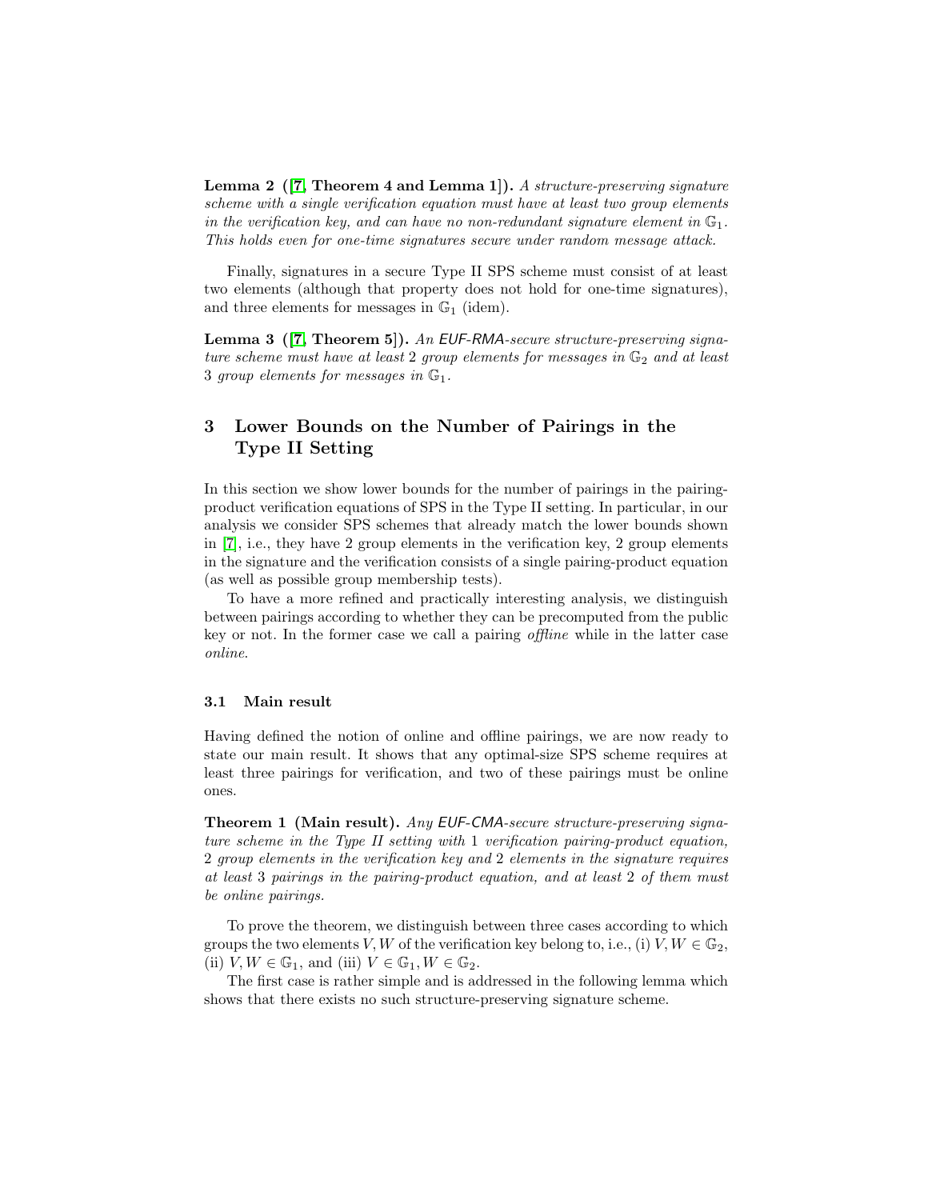**Lemma 2 ([7, Theorem 4 and Lemma 1]).** *A structure-preserving signature scheme with a single verification equation must have at least two group elements in the verification key, and can have no non-redundant signature element in $\mathbb{G}_1$. This holds even for one-time signatures secure under random message attack.*

Finally, signatures in a secure Type II SPS scheme must consist of at least two elements (although that property does not hold for one-time signatures), and three elements for messages in $\mathbb{G}_1$ (idem).

**Lemma 3 ([7, Theorem 5]).** *An EUF-RMA-secure structure-preserving signature scheme must have at least 2 group elements for messages in $\mathbb{G}_2$ and at least 3 group elements for messages in $\mathbb{G}_1$.*

# 3 Lower Bounds on the Number of Pairings in the Type II Setting

In this section we show lower bounds for the number of pairings in the pairing-product verification equations of SPS in the Type II setting. In particular, in our analysis we consider SPS schemes that already match the lower bounds shown in [7], i.e., they have 2 group elements in the verification key, 2 group elements in the signature and the verification consists of a single pairing-product equation (as well as possible group membership tests).

To have a more refined and practically interesting analysis, we distinguish between pairings according to whether they can be precomputed from the public key or not. In the former case we call a pairing *offline* while in the latter case *online*.

## 3.1 Main result

Having defined the notion of online and offline pairings, we are now ready to state our main result. It shows that any optimal-size SPS scheme requires at least three pairings for verification, and two of these pairings must be online ones.

**Theorem 1 (Main result).** *Any EUF-CMA-secure structure-preserving signature scheme in the Type II setting with 1 verification pairing-product equation, 2 group elements in the verification key and 2 elements in the signature requires at least 3 pairings in the pairing-product equation, and at least 2 of them must be online pairings.*

To prove the theorem, we distinguish between three cases according to which groups the two elements $V, W$ of the verification key belong to, i.e., (i) $V, W \in \mathbb{G}_2$, (ii) $V, W \in \mathbb{G}_1$, and (iii) $V \in \mathbb{G}_1, W \in \mathbb{G}_2$.

The first case is rather simple and is addressed in the following lemma which shows that there exists no such structure-preserving signature scheme.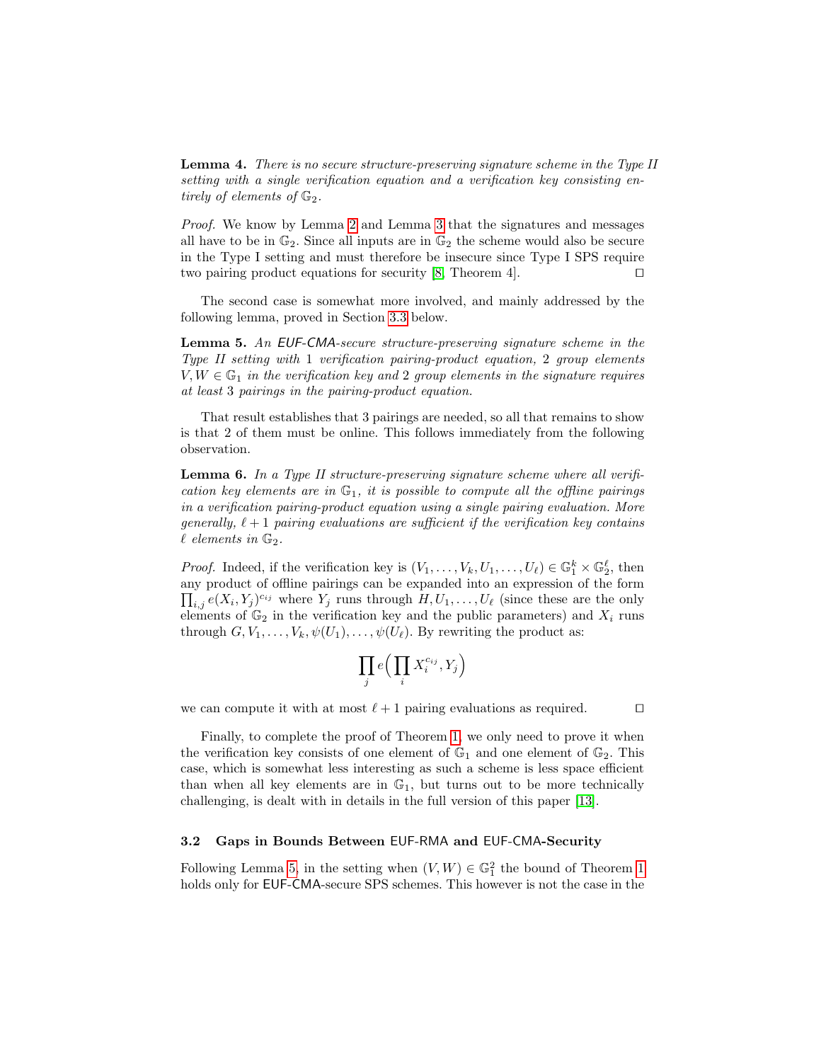**Lemma 4.** *There is no secure structure-preserving signature scheme in the Type II setting with a single verification equation and a verification key consisting entirely of elements of $\mathbb{G}_2$.*

*Proof.* We know by Lemma 2 and Lemma 3 that the signatures and messages all have to be in $\mathbb{G}_2$. Since all inputs are in $\mathbb{G}_2$ the scheme would also be secure in the Type I setting and must therefore be insecure since Type I SPS require two pairing product equations for security [8, Theorem 4]. ◻

The second case is somewhat more involved, and mainly addressed by the following lemma, proved in Section 3.3 below.

**Lemma 5.** *An EUF-CMA-secure structure-preserving signature scheme in the Type II setting with 1 verification pairing-product equation, 2 group elements $V, W \in \mathbb{G}_1$ in the verification key and 2 group elements in the signature requires at least 3 pairings in the pairing-product equation.*

That result establishes that 3 pairings are needed, so all that remains to show is that 2 of them must be online. This follows immediately from the following observation.

**Lemma 6.** *In a Type II structure-preserving signature scheme where all verification key elements are in $\mathbb{G}_1$, it is possible to compute all the offline pairings in a verification pairing-product equation using a single pairing evaluation. More generally, $\ell + 1$ pairing evaluations are sufficient if the verification key contains $\ell$ elements in $\mathbb{G}_2$.*

*Proof.* Indeed, if the verification key is $(V_1, \dots, V_k, U_1, \dots, U_\ell) \in \mathbb{G}_1^k \times \mathbb{G}_2^\ell$, then any product of offline pairings can be expanded into an expression of the form $\prod_{i,j} e(X_i, Y_j)^{c_{ij}}$ where $Y_j$ runs through $H, U_1, \dots, U_\ell$ (since these are the only elements of $\mathbb{G}_2$ in the verification key and the public parameters) and $X_i$ runs through $G, V_1, \dots, V_k, \psi(U_1), \dots, \psi(U_\ell)$. By rewriting the product as:

$$\prod_j e\Big(\prod_i X_i^{c_{ij}}, Y_j\Big)$$

we can compute it with at most $\ell + 1$ pairing evaluations as required. ◻

Finally, to complete the proof of Theorem 1, we only need to prove it when the verification key consists of one element of $\mathbb{G}_1$ and one element of $\mathbb{G}_2$. This case, which is somewhat less interesting as such a scheme is less space efficient than when all key elements are in $\mathbb{G}_1$, but turns out to be more technically challenging, is dealt with in details in the full version of this paper [13].

### 3.2 Gaps in Bounds Between EUF-RMA and EUF-CMA-Security

Following Lemma 5, in the setting when $(V, W) \in \mathbb{G}_1^2$ the bound of Theorem 1 holds only for EUF-CMA-secure SPS schemes. This however is not the case in the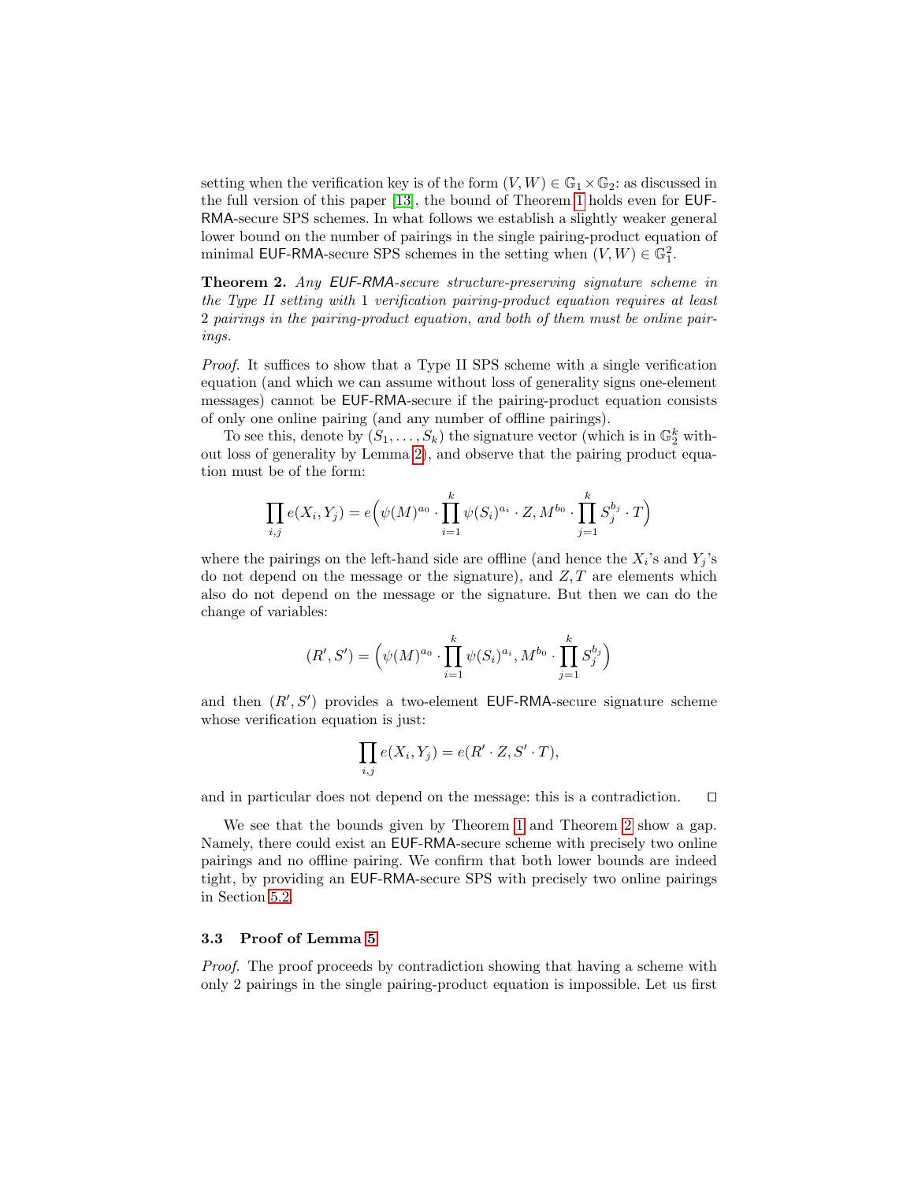setting when the verification key is of the form $(V, W) \in \mathbb{G}_1 \times \mathbb{G}_2$: as discussed in the full version of this paper [13], the bound of Theorem 1 holds even for EUF-RMA-secure SPS schemes. In what follows we establish a slightly weaker general lower bound on the number of pairings in the single pairing-product equation of minimal EUF-RMA-secure SPS schemes in the setting when $(V, W) \in \mathbb{G}_1^2$.

**Theorem 2.** *Any EUF-RMA-secure structure-preserving signature scheme in the Type II setting with 1 verification pairing-product equation requires at least 2 pairings in the pairing-product equation, and both of them must be online pairings.*

*Proof.* It suffices to show that a Type II SPS scheme with a single verification equation (and which we can assume without loss of generality signs one-element messages) cannot be EUF-RMA-secure if the pairing-product equation consists of only one online pairing (and any number of offline pairings).

To see this, denote by $(S_1, \ldots, S_k)$ the signature vector (which is in $\mathbb{G}_2^k$ without loss of generality by Lemma 2), and observe that the pairing product equation must be of the form:

$$\prod_{i,j} e(X_i, Y_j) = e\Big(\psi(M)^{a_0} \cdot \prod_{i=1}^{k} \psi(S_i)^{a_i} \cdot Z, M^{b_0} \cdot \prod_{j=1}^{k} S_j^{b_j} \cdot T\Big)$$

where the pairings on the left-hand side are offline (and hence the $X_i$'s and $Y_j$'s do not depend on the message or the signature), and $Z, T$ are elements which also do not depend on the message or the signature. But then we can do the change of variables:

$$(R', S') = \Big(\psi(M)^{a_0} \cdot \prod_{i=1}^{k} \psi(S_i)^{a_i}, M^{b_0} \cdot \prod_{j=1}^{k} S_j^{b_j}\Big)$$

and then $(R', S')$ provides a two-element EUF-RMA-secure signature scheme whose verification equation is just:

$$\prod_{i,j} e(X_i, Y_j) = e(R' \cdot Z, S' \cdot T),$$

and in particular does not depend on the message: this is a contradiction. $\square$

We see that the bounds given by Theorem 1 and Theorem 2 show a gap. Namely, there could exist an EUF-RMA-secure scheme with precisely two online pairings and no offline pairing. We confirm that both lower bounds are indeed tight, by providing an EUF-RMA-secure SPS with precisely two online pairings in Section 5.2.

### 3.3 Proof of Lemma 5

*Proof.* The proof proceeds by contradiction showing that having a scheme with only 2 pairings in the single pairing-product equation is impossible. Let us first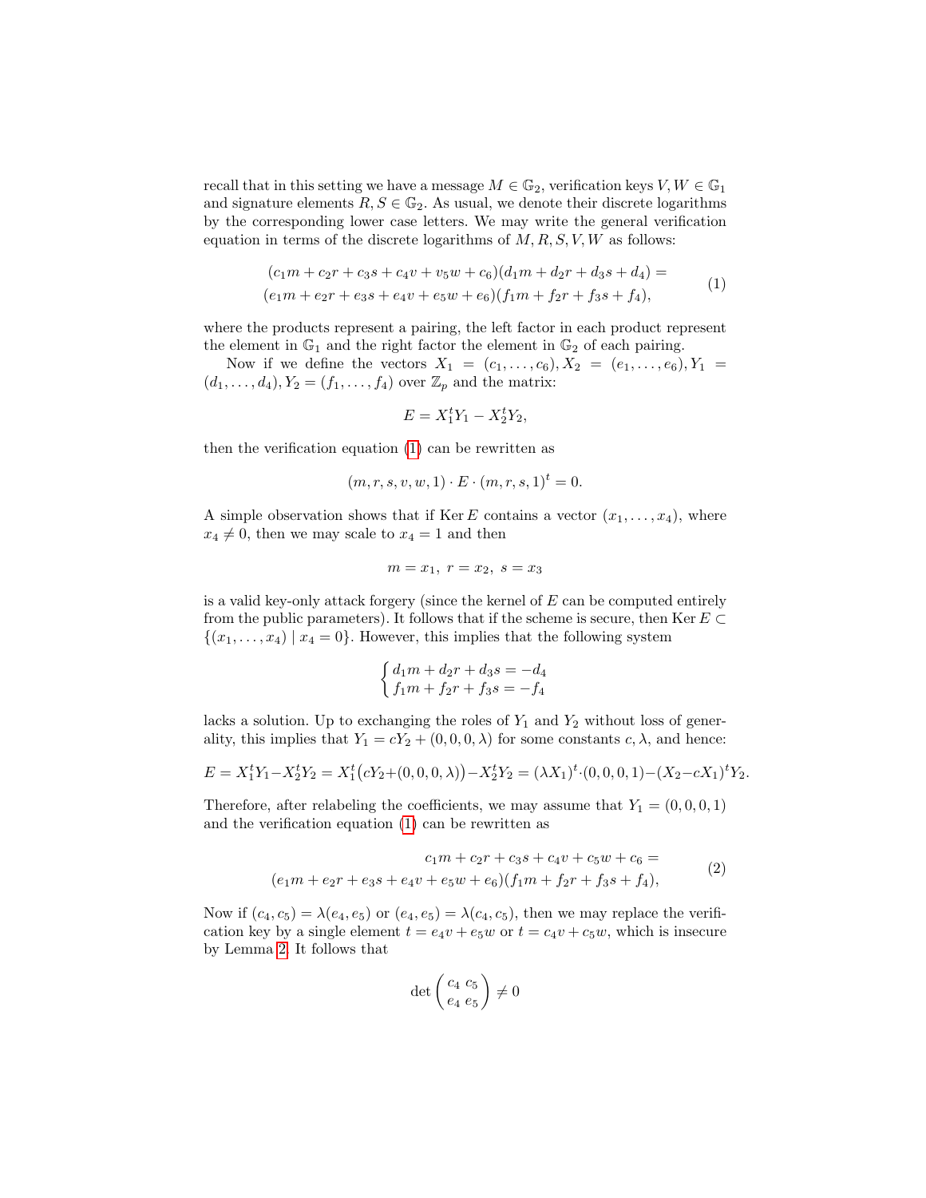recall that in this setting we have a message $M \in \mathbb{G}_2$, verification keys $V, W \in \mathbb{G}_1$ and signature elements $R, S \in \mathbb{G}_2$. As usual, we denote their discrete logarithms by the corresponding lower case letters. We may write the general verification equation in terms of the discrete logarithms of $M, R, S, V, W$ as follows:

$$
\begin{aligned}
(c_1 m + c_2 r + c_3 s + c_4 v + v_5 w + c_6)(d_1 m + d_2 r + d_3 s + d_4) = \\
(e_1 m + e_2 r + e_3 s + e_4 v + e_5 w + e_6)(f_1 m + f_2 r + f_3 s + f_4),
\end{aligned}
\tag{1}
$$

where the products represent a pairing, the left factor in each product represent the element in $\mathbb{G}_1$ and the right factor the element in $\mathbb{G}_2$ of each pairing.

Now if we define the vectors $X_1 = (c_1, \ldots, c_6), X_2 = (e_1, \ldots, e_6), Y_1 = (d_1, \ldots, d_4), Y_2 = (f_1, \ldots, f_4)$ over $\mathbb{Z}_p$ and the matrix:

$$E = X_1^t Y_1 - X_2^t Y_2,$$

then the verification equation (1) can be rewritten as

$$(m, r, s, v, w, 1) \cdot E \cdot (m, r, s, 1)^t = 0.$$

A simple observation shows that if $\operatorname{Ker} E$ contains a vector $(x_1, \ldots, x_4)$, where $x_4 \neq 0$, then we may scale to $x_4 = 1$ and then

$$m = x_1,\ r = x_2,\ s = x_3$$

is a valid key-only attack forgery (since the kernel of $E$ can be computed entirely from the public parameters). It follows that if the scheme is secure, then $\operatorname{Ker} E \subset \{(x_1, \ldots, x_4) \mid x_4 = 0\}$. However, this implies that the following system

$$
\begin{cases}
d_1 m + d_2 r + d_3 s = -d_4 \\
f_1 m + f_2 r + f_3 s = -f_4
\end{cases}
$$

lacks a solution. Up to exchanging the roles of $Y_1$ and $Y_2$ without loss of generality, this implies that $Y_1 = cY_2 + (0, 0, 0, \lambda)$ for some constants $c, \lambda$, and hence:

$$E = X_1^t Y_1 - X_2^t Y_2 = X_1^t \big(cY_2 + (0,0,0,\lambda)\big) - X_2^t Y_2 = (\lambda X_1)^t \cdot (0,0,0,1) - (X_2 - cX_1)^t Y_2.$$

Therefore, after relabeling the coefficients, we may assume that $Y_1 = (0, 0, 0, 1)$ and the verification equation (1) can be rewritten as

$$
\begin{aligned}
c_1 m + c_2 r + c_3 s + c_4 v + c_5 w + c_6 = \\
(e_1 m + e_2 r + e_3 s + e_4 v + e_5 w + e_6)(f_1 m + f_2 r + f_3 s + f_4),
\end{aligned}
\tag{2}
$$

Now if $(c_4, c_5) = \lambda(e_4, e_5)$ or $(e_4, e_5) = \lambda(c_4, c_5)$, then we may replace the verification key by a single element $t = e_4 v + e_5 w$ or $t = c_4 v + c_5 w$, which is insecure by Lemma 2. It follows that

$$\det \begin{pmatrix} c_4 & c_5 \\ e_4 & e_5 \end{pmatrix} \neq 0$$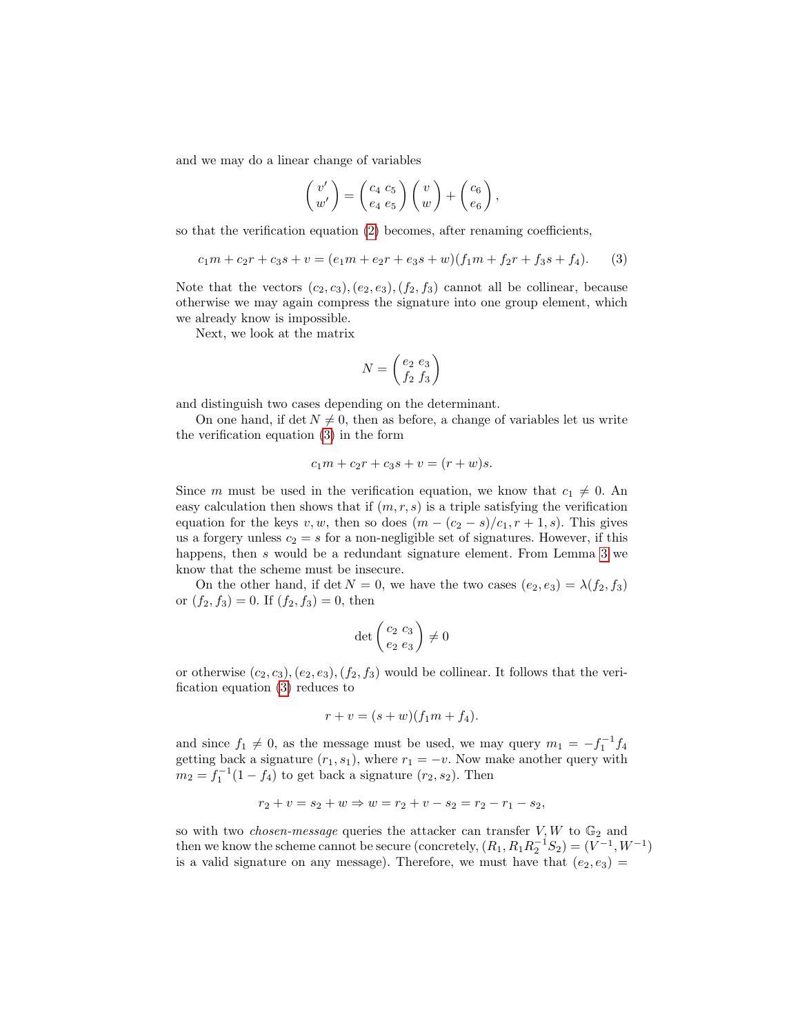and we may do a linear change of variables

$$\begin{pmatrix} v' \\ w' \end{pmatrix} = \begin{pmatrix} c_4 & c_5 \\ e_4 & e_5 \end{pmatrix} \begin{pmatrix} v \\ w \end{pmatrix} + \begin{pmatrix} c_6 \\ e_6 \end{pmatrix},$$

so that the verification equation (2) becomes, after renaming coefficients,

$$c_1 m + c_2 r + c_3 s + v = (e_1 m + e_2 r + e_3 s + w)(f_1 m + f_2 r + f_3 s + f_4). \tag{3}$$

Note that the vectors $(c_2, c_3), (e_2, e_3), (f_2, f_3)$ cannot all be collinear, because otherwise we may again compress the signature into one group element, which we already know is impossible.

Next, we look at the matrix

$$N = \begin{pmatrix} e_2 & e_3 \\ f_2 & f_3 \end{pmatrix}$$

and distinguish two cases depending on the determinant.

On one hand, if $\det N \neq 0$, then as before, a change of variables let us write the verification equation (3) in the form

$$c_1 m + c_2 r + c_3 s + v = (r + w)s.$$

Since $m$ must be used in the verification equation, we know that $c_1 \neq 0$. An easy calculation then shows that if $(m, r, s)$ is a triple satisfying the verification equation for the keys $v, w$, then so does $(m - (c_2 - s)/c_1, r + 1, s)$. This gives us a forgery unless $c_2 = s$ for a non-negligible set of signatures. However, if this happens, then $s$ would be a redundant signature element. From Lemma 3 we know that the scheme must be insecure.

On the other hand, if $\det N = 0$, we have the two cases $(e_2, e_3) = \lambda(f_2, f_3)$ or $(f_2, f_3) = 0$. If $(f_2, f_3) = 0$, then

$$\det \begin{pmatrix} c_2 & c_3 \\ e_2 & e_3 \end{pmatrix} \neq 0$$

or otherwise $(c_2, c_3), (e_2, e_3), (f_2, f_3)$ would be collinear. It follows that the verification equation (3) reduces to

$$r + v = (s + w)(f_1 m + f_4).$$

and since $f_1 \neq 0$, as the message must be used, we may query $m_1 = -f_1^{-1} f_4$ getting back a signature $(r_1, s_1)$, where $r_1 = -v$. Now make another query with $m_2 = f_1^{-1}(1 - f_4)$ to get back a signature $(r_2, s_2)$. Then

$$r_2 + v = s_2 + w \Rightarrow w = r_2 + v - s_2 = r_2 - r_1 - s_2,$$

so with two *chosen-message* queries the attacker can transfer $V, W$ to $\mathbb{G}_2$ and then we know the scheme cannot be secure (concretely, $(R_1, R_1 R_2^{-1} S_2) = (V^{-1}, W^{-1})$ is a valid signature on any message). Therefore, we must have that $(e_2, e_3) =$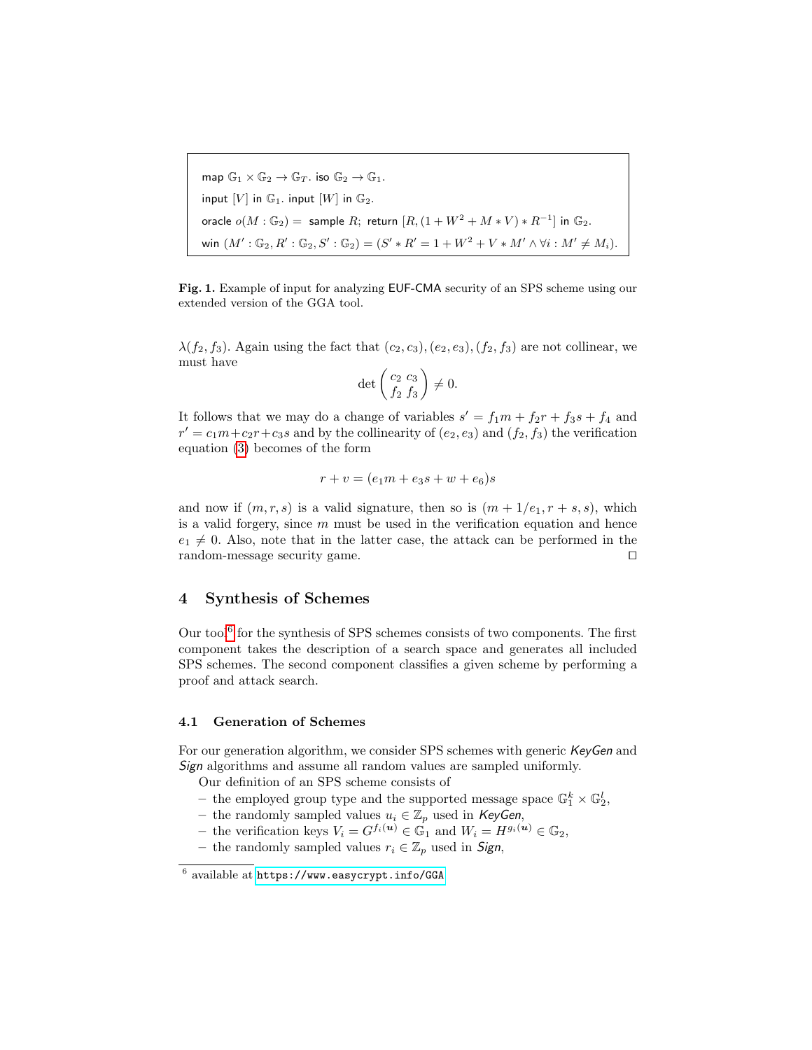```
map G_1 × G_2 → G_T. iso G_2 → G_1.
input [V] in G_1. input [W] in G_2.
oracle o(M : G_2) = sample R; return [R, (1 + W^2 + M * V) * R^{-1}] in G_2.
win (M' : G_2, R' : G_2, S' : G_2) = (S' * R' = 1 + W^2 + V * M' ∧ ∀i : M' ≠ M_i).
```

**Fig. 1.** Example of input for analyzing EUF-CMA security of an SPS scheme using our extended version of the GGA tool.

$\lambda(f_2, f_3)$. Again using the fact that $(c_2, c_3), (e_2, e_3), (f_2, f_3)$ are not collinear, we must have

$$\det \begin{pmatrix} c_2 & c_3 \\ f_2 & f_3 \end{pmatrix} \neq 0.$$

It follows that we may do a change of variables $s' = f_1 m + f_2 r + f_3 s + f_4$ and $r' = c_1 m + c_2 r + c_3 s$ and by the collinearity of $(e_2, e_3)$ and $(f_2, f_3)$ the verification equation (3) becomes of the form

$$r + v = (e_1 m + e_3 s + w + e_6)s$$

and now if $(m, r, s)$ is a valid signature, then so is $(m + 1/e_1, r + s, s)$, which is a valid forgery, since $m$ must be used in the verification equation and hence $e_1 \neq 0$. Also, note that in the latter case, the attack can be performed in the random-message security game. ◻

## 4 Synthesis of Schemes

Our tool[6] for the synthesis of SPS schemes consists of two components. The first component takes the description of a search space and generates all included SPS schemes. The second component classifies a given scheme by performing a proof and attack search.

### 4.1 Generation of Schemes

For our generation algorithm, we consider SPS schemes with generic *KeyGen* and *Sign* algorithms and assume all random values are sampled uniformly.

Our definition of an SPS scheme consists of

- the employed group type and the supported message space $\mathbb{G}_1^k \times \mathbb{G}_2^l$,
- the randomly sampled values $u_i \in \mathbb{Z}_p$ used in *KeyGen*,
- the verification keys $V_i = G^{f_i(\boldsymbol{u})} \in \mathbb{G}_1$ and $W_i = H^{g_i(\boldsymbol{u})} \in \mathbb{G}_2$,
- the randomly sampled values $r_i \in \mathbb{Z}_p$ used in *Sign*,

[6] available at https://www.easycrypt.info/GGA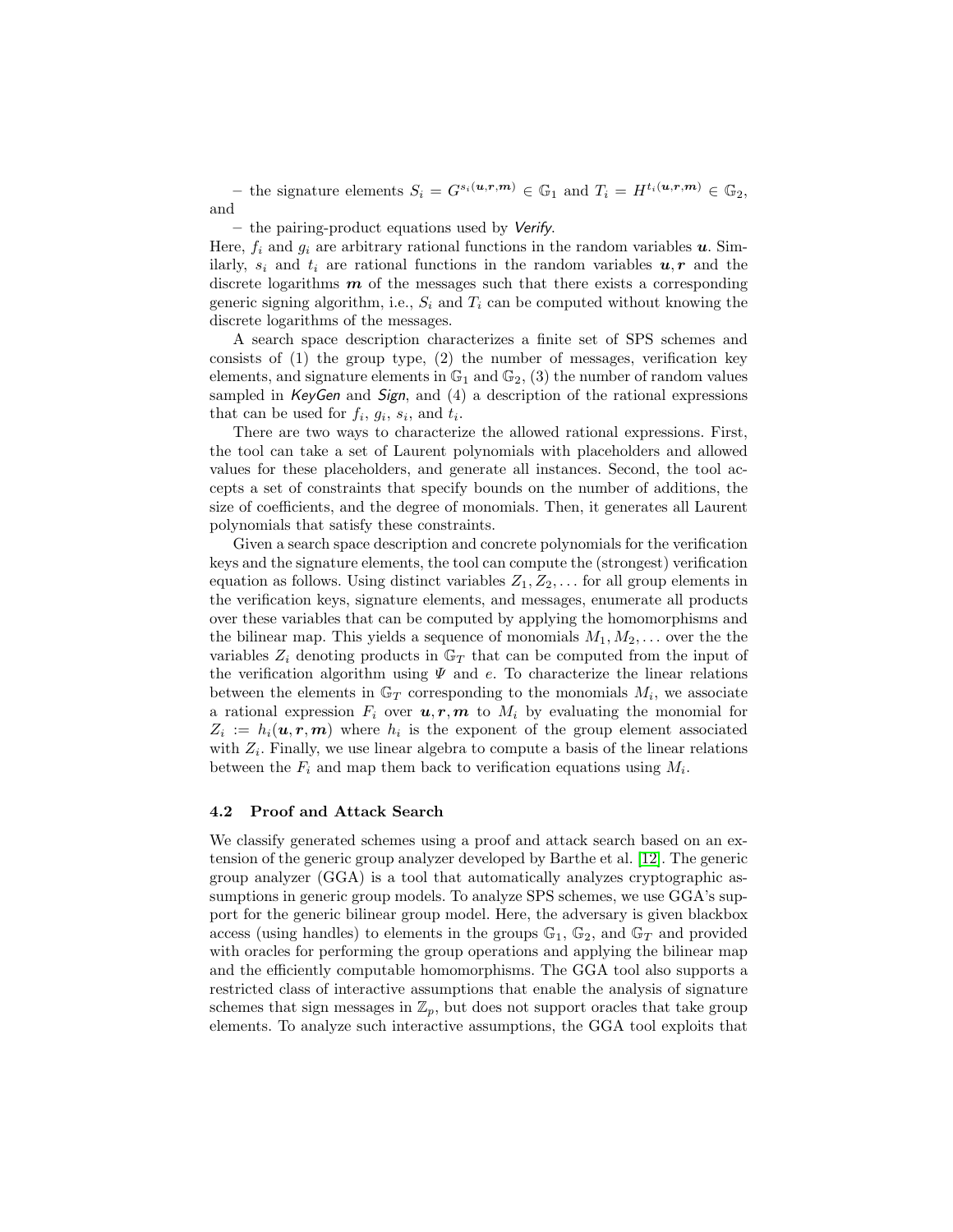– the signature elements $S_i = G^{s_i(\boldsymbol{u},\boldsymbol{r},\boldsymbol{m})} \in \mathbb{G}_1$ and $T_i = H^{t_i(\boldsymbol{u},\boldsymbol{r},\boldsymbol{m})} \in \mathbb{G}_2$, and

– the pairing-product equations used by *Verify*.

Here, $f_i$ and $g_i$ are arbitrary rational functions in the random variables $\boldsymbol{u}$. Similarly, $s_i$ and $t_i$ are rational functions in the random variables $\boldsymbol{u}, \boldsymbol{r}$ and the discrete logarithms $\boldsymbol{m}$ of the messages such that there exists a corresponding generic signing algorithm, i.e., $S_i$ and $T_i$ can be computed without knowing the discrete logarithms of the messages.

A search space description characterizes a finite set of SPS schemes and consists of (1) the group type, (2) the number of messages, verification key elements, and signature elements in $\mathbb{G}_1$ and $\mathbb{G}_2$, (3) the number of random values sampled in *KeyGen* and *Sign*, and (4) a description of the rational expressions that can be used for $f_i$, $g_i$, $s_i$, and $t_i$.

There are two ways to characterize the allowed rational expressions. First, the tool can take a set of Laurent polynomials with placeholders and allowed values for these placeholders, and generate all instances. Second, the tool accepts a set of constraints that specify bounds on the number of additions, the size of coefficients, and the degree of monomials. Then, it generates all Laurent polynomials that satisfy these constraints.

Given a search space description and concrete polynomials for the verification keys and the signature elements, the tool can compute the (strongest) verification equation as follows. Using distinct variables $Z_1, Z_2, \dots$ for all group elements in the verification keys, signature elements, and messages, enumerate all products over these variables that can be computed by applying the homomorphisms and the bilinear map. This yields a sequence of monomials $M_1, M_2, \dots$ over the the variables $Z_i$ denoting products in $\mathbb{G}_T$ that can be computed from the input of the verification algorithm using $\Psi$ and $e$. To characterize the linear relations between the elements in $\mathbb{G}_T$ corresponding to the monomials $M_i$, we associate a rational expression $F_i$ over $\boldsymbol{u}, \boldsymbol{r}, \boldsymbol{m}$ to $M_i$ by evaluating the monomial for $Z_i := h_i(\boldsymbol{u}, \boldsymbol{r}, \boldsymbol{m})$ where $h_i$ is the exponent of the group element associated with $Z_i$. Finally, we use linear algebra to compute a basis of the linear relations between the $F_i$ and map them back to verification equations using $M_i$.

### 4.2 Proof and Attack Search

We classify generated schemes using a proof and attack search based on an extension of the generic group analyzer developed by Barthe et al. [12]. The generic group analyzer (GGA) is a tool that automatically analyzes cryptographic assumptions in generic group models. To analyze SPS schemes, we use GGA's support for the generic bilinear group model. Here, the adversary is given blackbox access (using handles) to elements in the groups $\mathbb{G}_1$, $\mathbb{G}_2$, and $\mathbb{G}_T$ and provided with oracles for performing the group operations and applying the bilinear map and the efficiently computable homomorphisms. The GGA tool also supports a restricted class of interactive assumptions that enable the analysis of signature schemes that sign messages in $\mathbb{Z}_p$, but does not support oracles that take group elements. To analyze such interactive assumptions, the GGA tool exploits that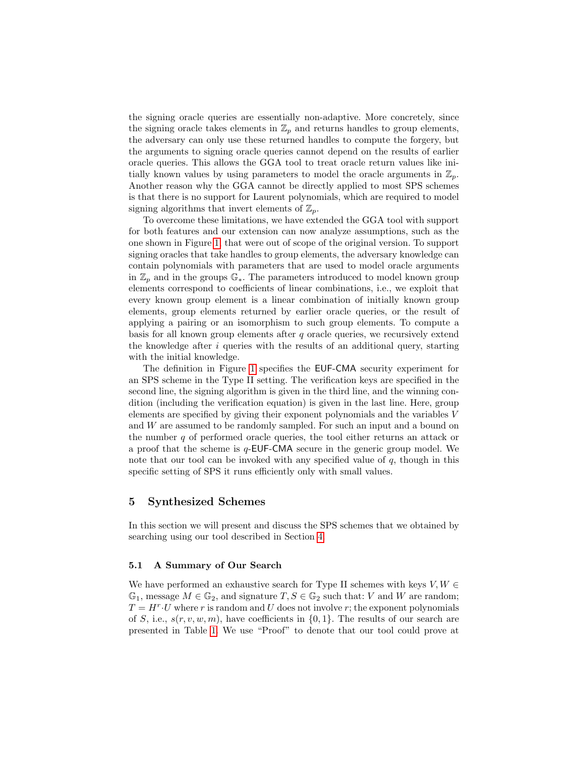the signing oracle queries are essentially non-adaptive. More concretely, since the signing oracle takes elements in $\mathbb{Z}_p$ and returns handles to group elements, the adversary can only use these returned handles to compute the forgery, but the arguments to signing oracle queries cannot depend on the results of earlier oracle queries. This allows the GGA tool to treat oracle return values like initially known values by using parameters to model the oracle arguments in $\mathbb{Z}_p$. Another reason why the GGA cannot be directly applied to most SPS schemes is that there is no support for Laurent polynomials, which are required to model signing algorithms that invert elements of $\mathbb{Z}_p$.

To overcome these limitations, we have extended the GGA tool with support for both features and our extension can now analyze assumptions, such as the one shown in Figure 1, that were out of scope of the original version. To support signing oracles that take handles to group elements, the adversary knowledge can contain polynomials with parameters that are used to model oracle arguments in $\mathbb{Z}_p$ and in the groups $\mathbb{G}_*$. The parameters introduced to model known group elements correspond to coefficients of linear combinations, i.e., we exploit that every known group element is a linear combination of initially known group elements, group elements returned by earlier oracle queries, or the result of applying a pairing or an isomorphism to such group elements. To compute a basis for all known group elements after $q$ oracle queries, we recursively extend the knowledge after $i$ queries with the results of an additional query, starting with the initial knowledge.

The definition in Figure 1 specifies the EUF-CMA security experiment for an SPS scheme in the Type II setting. The verification keys are specified in the second line, the signing algorithm is given in the third line, and the winning condition (including the verification equation) is given in the last line. Here, group elements are specified by giving their exponent polynomials and the variables $V$ and $W$ are assumed to be randomly sampled. For such an input and a bound on the number $q$ of performed oracle queries, the tool either returns an attack or a proof that the scheme is $q$-EUF-CMA secure in the generic group model. We note that our tool can be invoked with any specified value of $q$, though in this specific setting of SPS it runs efficiently only with small values.

## 5 Synthesized Schemes

In this section we will present and discuss the SPS schemes that we obtained by searching using our tool described in Section 4.

### 5.1 A Summary of Our Search

We have performed an exhaustive search for Type II schemes with keys $V, W \in \mathbb{G}_1$, message $M \in \mathbb{G}_2$, and signature $T, S \in \mathbb{G}_2$ such that: $V$ and $W$ are random; $T = H^r \cdot U$ where $r$ is random and $U$ does not involve $r$; the exponent polynomials of $S$, i.e., $s(r, v, w, m)$, have coefficients in $\{0, 1\}$. The results of our search are presented in Table 1. We use "Proof" to denote that our tool could prove at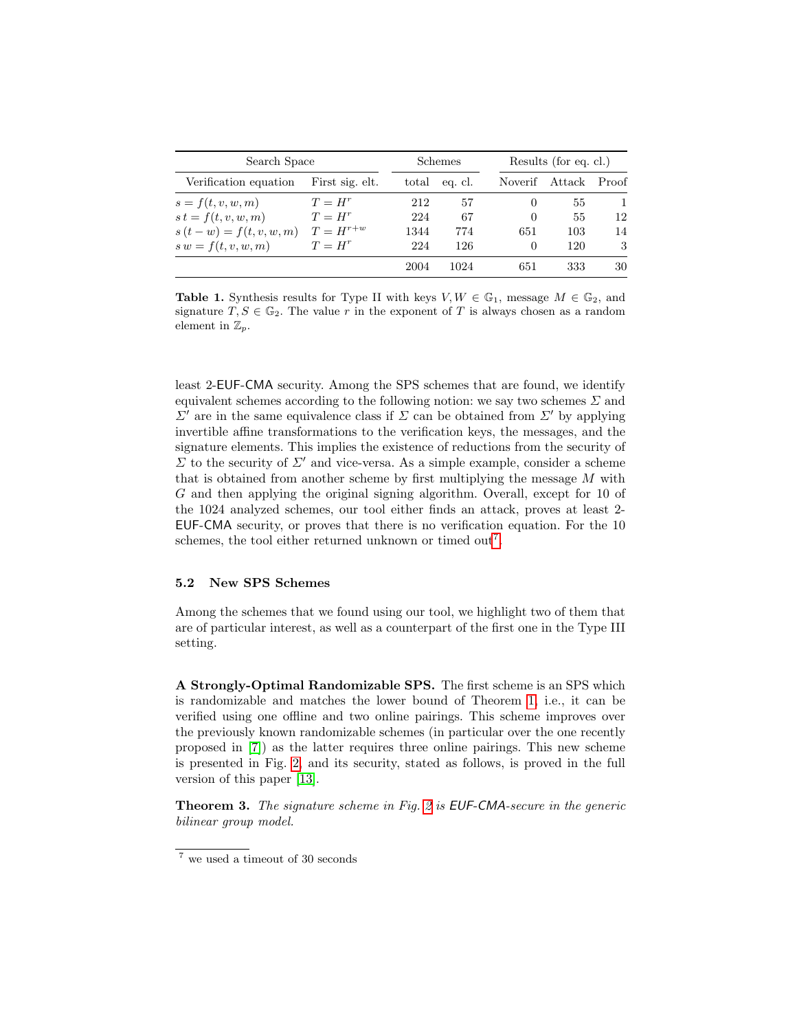| Search Space | | Schemes | | Results (for eq. cl.) | | |
|---|---|---|---|---|---|---|
| Verification equation | First sig. elt. | total | eq. cl. | Noverif | Attack | Proof |
| $s = f(t, v, w, m)$ | $T = H^r$ | 212 | 57 | 0 | 55 | 1 |
| $s\,t = f(t, v, w, m)$ | $T = H^r$ | 224 | 67 | 0 | 55 | 12 |
| $s\,(t - w) = f(t, v, w, m)$ | $T = H^{r+w}$ | 1344 | 774 | 651 | 103 | 14 |
| $s\,w = f(t, v, w, m)$ | $T = H^r$ | 224 | 126 | 0 | 120 | 3 |
| | | 2004 | 1024 | 651 | 333 | 30 |

**Table 1.** Synthesis results for Type II with keys $V, W \in \mathbb{G}_1$, message $M \in \mathbb{G}_2$, and signature $T, S \in \mathbb{G}_2$. The value $r$ in the exponent of $T$ is always chosen as a random element in $\mathbb{Z}_p$.

least 2-EUF-CMA security. Among the SPS schemes that are found, we identify equivalent schemes according to the following notion: we say two schemes $\Sigma$ and $\Sigma'$ are in the same equivalence class if $\Sigma$ can be obtained from $\Sigma'$ by applying invertible affine transformations to the verification keys, the messages, and the signature elements. This implies the existence of reductions from the security of $\Sigma$ to the security of $\Sigma'$ and vice-versa. As a simple example, consider a scheme that is obtained from another scheme by first multiplying the message $M$ with $G$ and then applying the original signing algorithm. Overall, except for 10 of the 1024 analyzed schemes, our tool either finds an attack, proves at least 2-EUF-CMA security, or proves that there is no verification equation. For the 10 schemes, the tool either returned unknown or timed out[7].

### 5.2 New SPS Schemes

Among the schemes that we found using our tool, we highlight two of them that are of particular interest, as well as a counterpart of the first one in the Type III setting.

**A Strongly-Optimal Randomizable SPS.** The first scheme is an SPS which is randomizable and matches the lower bound of Theorem 1, i.e., it can be verified using one offline and two online pairings. This scheme improves over the previously known randomizable schemes (in particular over the one recently proposed in [7]) as the latter requires three online pairings. This new scheme is presented in Fig. 2, and its security, stated as follows, is proved in the full version of this paper [13].

**Theorem 3.** *The signature scheme in Fig. 2 is EUF-CMA-secure in the generic bilinear group model.*

[7] we used a timeout of 30 seconds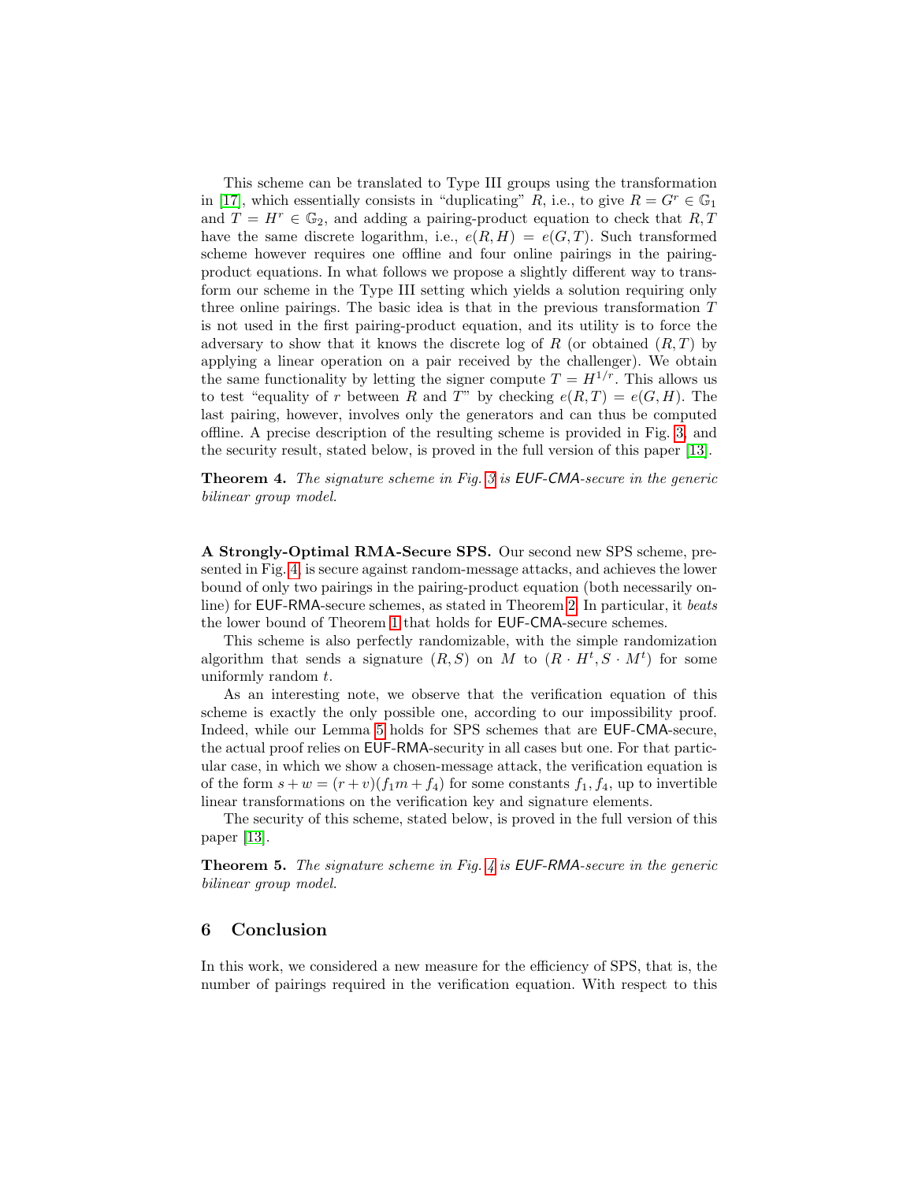This scheme can be translated to Type III groups using the transformation in [17], which essentially consists in "duplicating" $R$, i.e., to give $R = G^r \in \mathbb{G}_1$ and $T = H^r \in \mathbb{G}_2$, and adding a pairing-product equation to check that $R, T$ have the same discrete logarithm, i.e., $e(R, H) = e(G, T)$. Such transformed scheme however requires one offline and four online pairings in the pairing-product equations. In what follows we propose a slightly different way to transform our scheme in the Type III setting which yields a solution requiring only three online pairings. The basic idea is that in the previous transformation $T$ is not used in the first pairing-product equation, and its utility is to force the adversary to show that it knows the discrete log of $R$ (or obtained $(R, T)$ by applying a linear operation on a pair received by the challenger). We obtain the same functionality by letting the signer compute $T = H^{1/r}$. This allows us to test "equality of $r$ between $R$ and $T$" by checking $e(R, T) = e(G, H)$. The last pairing, however, involves only the generators and can thus be computed offline. A precise description of the resulting scheme is provided in Fig. 3, and the security result, stated below, is proved in the full version of this paper [13].

**Theorem 4.** *The signature scheme in Fig. 3 is EUF-CMA-secure in the generic bilinear group model.*

**A Strongly-Optimal RMA-Secure SPS.** Our second new SPS scheme, presented in Fig. 4, is secure against random-message attacks, and achieves the lower bound of only two pairings in the pairing-product equation (both necessarily online) for EUF-RMA-secure schemes, as stated in Theorem 2. In particular, it *beats* the lower bound of Theorem 1 that holds for EUF-CMA-secure schemes.

This scheme is also perfectly randomizable, with the simple randomization algorithm that sends a signature $(R, S)$ on $M$ to $(R \cdot H^t, S \cdot M^t)$ for some uniformly random $t$.

As an interesting note, we observe that the verification equation of this scheme is exactly the only possible one, according to our impossibility proof. Indeed, while our Lemma 5 holds for SPS schemes that are EUF-CMA-secure, the actual proof relies on EUF-RMA-security in all cases but one. For that particular case, in which we show a chosen-message attack, the verification equation is of the form $s + w = (r + v)(f_1 m + f_4)$ for some constants $f_1, f_4$, up to invertible linear transformations on the verification key and signature elements.

The security of this scheme, stated below, is proved in the full version of this paper [13].

**Theorem 5.** *The signature scheme in Fig. 4 is EUF-RMA-secure in the generic bilinear group model.*

## 6 Conclusion

In this work, we considered a new measure for the efficiency of SPS, that is, the number of pairings required in the verification equation. With respect to this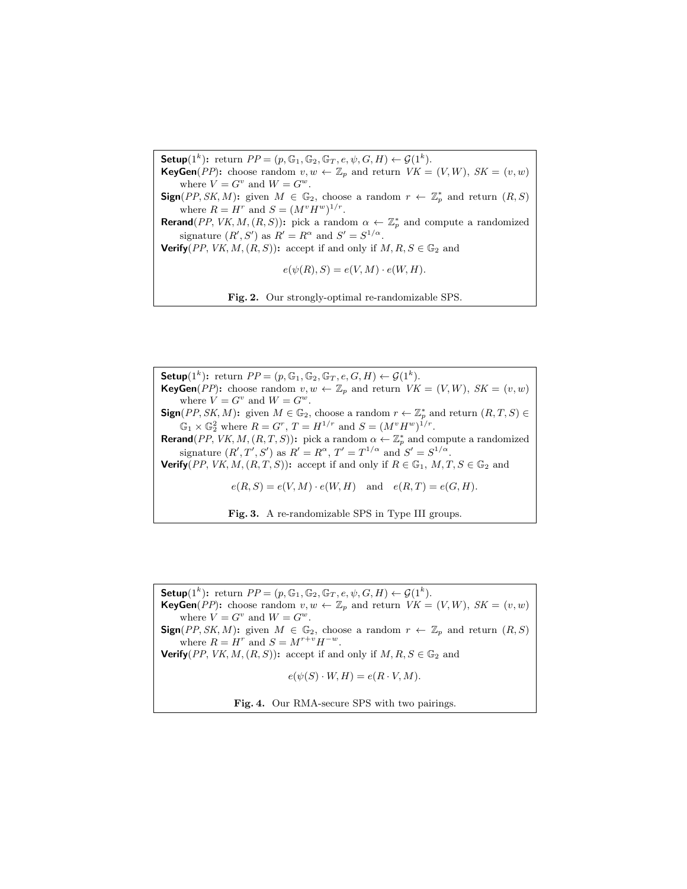**Setup**$(1^k)$**:** return $PP = (p, \mathbb{G}_1, \mathbb{G}_2, \mathbb{G}_T, e, \psi, G, H) \leftarrow \mathcal{G}(1^k)$.

**KeyGen**$(PP)$**:** choose random $v, w \leftarrow \mathbb{Z}_p$ and return $VK = (V, W)$, $SK = (v, w)$ where $V = G^v$ and $W = G^w$.

**Sign**$(PP, SK, M)$**:** given $M \in \mathbb{G}_2$, choose a random $r \leftarrow \mathbb{Z}_p^*$ and return $(R, S)$ where $R = H^r$ and $S = (M^v H^w)^{1/r}$.

**Rerand**$(PP, VK, M, (R, S))$**:** pick a random $\alpha \leftarrow \mathbb{Z}_p^*$ and compute a randomized signature $(R', S')$ as $R' = R^\alpha$ and $S' = S^{1/\alpha}$.

**Verify**$(PP, VK, M, (R, S))$**:** accept if and only if $M, R, S \in \mathbb{G}_2$ and

$$e(\psi(R), S) = e(V, M) \cdot e(W, H).$$

**Fig. 2.** Our strongly-optimal re-randomizable SPS.

**Setup**$(1^k)$**:** return $PP = (p, \mathbb{G}_1, \mathbb{G}_2, \mathbb{G}_T, e, G, H) \leftarrow \mathcal{G}(1^k)$.

**KeyGen**$(PP)$**:** choose random $v, w \leftarrow \mathbb{Z}_p$ and return $VK = (V, W)$, $SK = (v, w)$ where $V = G^v$ and $W = G^w$.

**Sign**$(PP, SK, M)$**:** given $M \in \mathbb{G}_2$, choose a random $r \leftarrow \mathbb{Z}_p^*$ and return $(R, T, S) \in \mathbb{G}_1 \times \mathbb{G}_2^2$ where $R = G^r$, $T = H^{1/r}$ and $S = (M^v H^w)^{1/r}$.

**Rerand**$(PP, VK, M, (R, T, S))$**:** pick a random $\alpha \leftarrow \mathbb{Z}_p^*$ and compute a randomized signature $(R', T', S')$ as $R' = R^\alpha$, $T' = T^{1/\alpha}$ and $S' = S^{1/\alpha}$.

**Verify**$(PP, VK, M, (R, T, S))$**:** accept if and only if $R \in \mathbb{G}_1$, $M, T, S \in \mathbb{G}_2$ and

$$e(R, S) = e(V, M) \cdot e(W, H) \quad \text{and} \quad e(R, T) = e(G, H).$$

**Fig. 3.** A re-randomizable SPS in Type III groups.

**Setup**$(1^k)$**:** return $PP = (p, \mathbb{G}_1, \mathbb{G}_2, \mathbb{G}_T, e, \psi, G, H) \leftarrow \mathcal{G}(1^k)$.

**KeyGen**$(PP)$**:** choose random $v, w \leftarrow \mathbb{Z}_p$ and return $VK = (V, W)$, $SK = (v, w)$ where $V = G^v$ and $W = G^w$.

**Sign**$(PP, SK, M)$**:** given $M \in \mathbb{G}_2$, choose a random $r \leftarrow \mathbb{Z}_p$ and return $(R, S)$ where $R = H^r$ and $S = M^{r+v} H^{-w}$.

**Verify**$(PP, VK, M, (R, S))$**:** accept if and only if $M, R, S \in \mathbb{G}_2$ and

$$e(\psi(S) \cdot W, H) = e(R \cdot V, M).$$

**Fig. 4.** Our RMA-secure SPS with two pairings.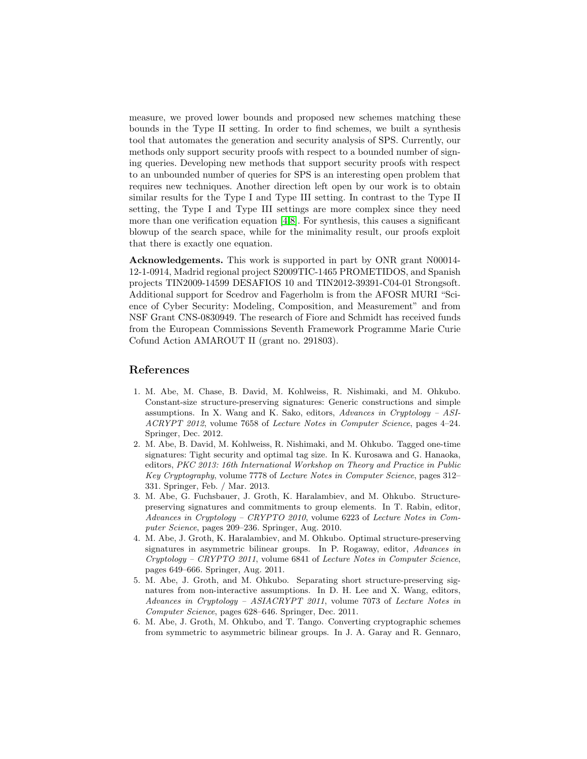measure, we proved lower bounds and proposed new schemes matching these bounds in the Type II setting. In order to find schemes, we built a synthesis tool that automates the generation and security analysis of SPS. Currently, our methods only support security proofs with respect to a bounded number of signing queries. Developing new methods that support security proofs with respect to an unbounded number of queries for SPS is an interesting open problem that requires new techniques. Another direction left open by our work is to obtain similar results for the Type I and Type III setting. In contrast to the Type II setting, the Type I and Type III settings are more complex since they need more than one verification equation [4,8]. For synthesis, this causes a significant blowup of the search space, while for the minimality result, our proofs exploit that there is exactly one equation.

**Acknowledgements.** This work is supported in part by ONR grant N00014-12-1-0914, Madrid regional project S2009TIC-1465 PROMETIDOS, and Spanish projects TIN2009-14599 DESAFIOS 10 and TIN2012-39391-C04-01 Strongsoft. Additional support for Scedrov and Fagerholm is from the AFOSR MURI "Science of Cyber Security: Modeling, Composition, and Measurement" and from NSF Grant CNS-0830949. The research of Fiore and Schmidt has received funds from the European Commissions Seventh Framework Programme Marie Curie Cofund Action AMAROUT II (grant no. 291803).

## References

1. M. Abe, M. Chase, B. David, M. Kohlweiss, R. Nishimaki, and M. Ohkubo. Constant-size structure-preserving signatures: Generic constructions and simple assumptions. In X. Wang and K. Sako, editors, *Advances in Cryptology – ASIACRYPT 2012*, volume 7658 of *Lecture Notes in Computer Science*, pages 4–24. Springer, Dec. 2012.
2. M. Abe, B. David, M. Kohlweiss, R. Nishimaki, and M. Ohkubo. Tagged one-time signatures: Tight security and optimal tag size. In K. Kurosawa and G. Hanaoka, editors, *PKC 2013: 16th International Workshop on Theory and Practice in Public Key Cryptography*, volume 7778 of *Lecture Notes in Computer Science*, pages 312–331. Springer, Feb. / Mar. 2013.
3. M. Abe, G. Fuchsbauer, J. Groth, K. Haralambiev, and M. Ohkubo. Structure-preserving signatures and commitments to group elements. In T. Rabin, editor, *Advances in Cryptology – CRYPTO 2010*, volume 6223 of *Lecture Notes in Computer Science*, pages 209–236. Springer, Aug. 2010.
4. M. Abe, J. Groth, K. Haralambiev, and M. Ohkubo. Optimal structure-preserving signatures in asymmetric bilinear groups. In P. Rogaway, editor, *Advances in Cryptology – CRYPTO 2011*, volume 6841 of *Lecture Notes in Computer Science*, pages 649–666. Springer, Aug. 2011.
5. M. Abe, J. Groth, and M. Ohkubo. Separating short structure-preserving signatures from non-interactive assumptions. In D. H. Lee and X. Wang, editors, *Advances in Cryptology – ASIACRYPT 2011*, volume 7073 of *Lecture Notes in Computer Science*, pages 628–646. Springer, Dec. 2011.
6. M. Abe, J. Groth, M. Ohkubo, and T. Tango. Converting cryptographic schemes from symmetric to asymmetric bilinear groups. In J. A. Garay and R. Gennaro,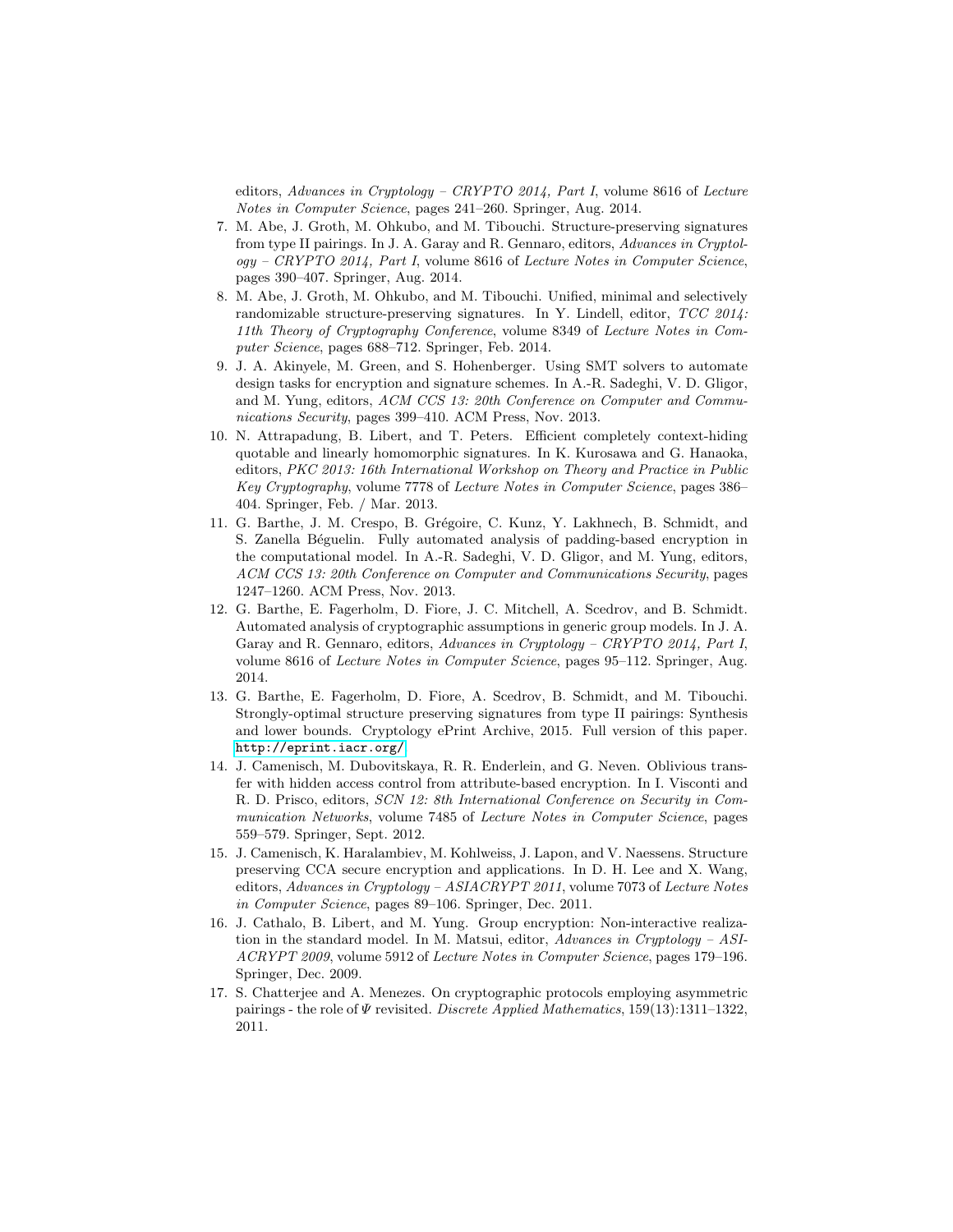editors, *Advances in Cryptology – CRYPTO 2014, Part I*, volume 8616 of *Lecture Notes in Computer Science*, pages 241–260. Springer, Aug. 2014.

7. M. Abe, J. Groth, M. Ohkubo, and M. Tibouchi. Structure-preserving signatures from type II pairings. In J. A. Garay and R. Gennaro, editors, *Advances in Cryptology – CRYPTO 2014, Part I*, volume 8616 of *Lecture Notes in Computer Science*, pages 390–407. Springer, Aug. 2014.
8. M. Abe, J. Groth, M. Ohkubo, and M. Tibouchi. Unified, minimal and selectively randomizable structure-preserving signatures. In Y. Lindell, editor, *TCC 2014: 11th Theory of Cryptography Conference*, volume 8349 of *Lecture Notes in Computer Science*, pages 688–712. Springer, Feb. 2014.
9. J. A. Akinyele, M. Green, and S. Hohenberger. Using SMT solvers to automate design tasks for encryption and signature schemes. In A.-R. Sadeghi, V. D. Gligor, and M. Yung, editors, *ACM CCS 13: 20th Conference on Computer and Communications Security*, pages 399–410. ACM Press, Nov. 2013.
10. N. Attrapadung, B. Libert, and T. Peters. Efficient completely context-hiding quotable and linearly homomorphic signatures. In K. Kurosawa and G. Hanaoka, editors, *PKC 2013: 16th International Workshop on Theory and Practice in Public Key Cryptography*, volume 7778 of *Lecture Notes in Computer Science*, pages 386–404. Springer, Feb. / Mar. 2013.
11. G. Barthe, J. M. Crespo, B. Grégoire, C. Kunz, Y. Lakhnech, B. Schmidt, and S. Zanella Béguelin. Fully automated analysis of padding-based encryption in the computational model. In A.-R. Sadeghi, V. D. Gligor, and M. Yung, editors, *ACM CCS 13: 20th Conference on Computer and Communications Security*, pages 1247–1260. ACM Press, Nov. 2013.
12. G. Barthe, E. Fagerholm, D. Fiore, J. C. Mitchell, A. Scedrov, and B. Schmidt. Automated analysis of cryptographic assumptions in generic group models. In J. A. Garay and R. Gennaro, editors, *Advances in Cryptology – CRYPTO 2014, Part I*, volume 8616 of *Lecture Notes in Computer Science*, pages 95–112. Springer, Aug. 2014.
13. G. Barthe, E. Fagerholm, D. Fiore, A. Scedrov, B. Schmidt, and M. Tibouchi. Strongly-optimal structure preserving signatures from type II pairings: Synthesis and lower bounds. Cryptology ePrint Archive, 2015. Full version of this paper. http://eprint.iacr.org/
14. J. Camenisch, M. Dubovitskaya, R. R. Enderlein, and G. Neven. Oblivious transfer with hidden access control from attribute-based encryption. In I. Visconti and R. D. Prisco, editors, *SCN 12: 8th International Conference on Security in Communication Networks*, volume 7485 of *Lecture Notes in Computer Science*, pages 559–579. Springer, Sept. 2012.
15. J. Camenisch, K. Haralambiev, M. Kohlweiss, J. Lapon, and V. Naessens. Structure preserving CCA secure encryption and applications. In D. H. Lee and X. Wang, editors, *Advances in Cryptology – ASIACRYPT 2011*, volume 7073 of *Lecture Notes in Computer Science*, pages 89–106. Springer, Dec. 2011.
16. J. Cathalo, B. Libert, and M. Yung. Group encryption: Non-interactive realization in the standard model. In M. Matsui, editor, *Advances in Cryptology – ASIACRYPT 2009*, volume 5912 of *Lecture Notes in Computer Science*, pages 179–196. Springer, Dec. 2009.
17. S. Chatterjee and A. Menezes. On cryptographic protocols employing asymmetric pairings - the role of $\Psi$ revisited. *Discrete Applied Mathematics*, 159(13):1311–1322, 2011.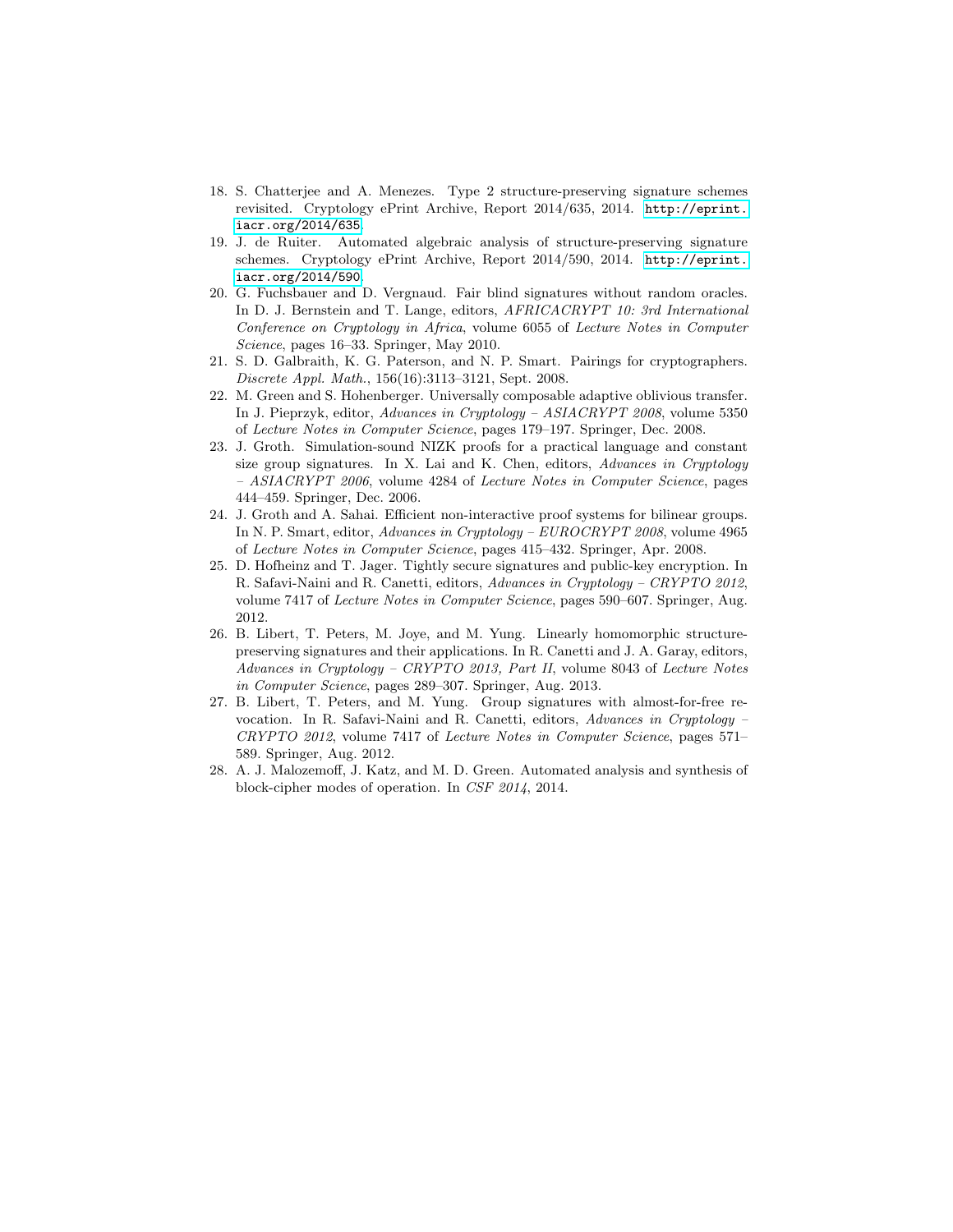18. S. Chatterjee and A. Menezes. Type 2 structure-preserving signature schemes revisited. Cryptology ePrint Archive, Report 2014/635, 2014. http://eprint.iacr.org/2014/635.
19. J. de Ruiter. Automated algebraic analysis of structure-preserving signature schemes. Cryptology ePrint Archive, Report 2014/590, 2014. http://eprint.iacr.org/2014/590.
20. G. Fuchsbauer and D. Vergnaud. Fair blind signatures without random oracles. In D. J. Bernstein and T. Lange, editors, *AFRICACRYPT 10: 3rd International Conference on Cryptology in Africa*, volume 6055 of *Lecture Notes in Computer Science*, pages 16–33. Springer, May 2010.
21. S. D. Galbraith, K. G. Paterson, and N. P. Smart. Pairings for cryptographers. *Discrete Appl. Math.*, 156(16):3113–3121, Sept. 2008.
22. M. Green and S. Hohenberger. Universally composable adaptive oblivious transfer. In J. Pieprzyk, editor, *Advances in Cryptology – ASIACRYPT 2008*, volume 5350 of *Lecture Notes in Computer Science*, pages 179–197. Springer, Dec. 2008.
23. J. Groth. Simulation-sound NIZK proofs for a practical language and constant size group signatures. In X. Lai and K. Chen, editors, *Advances in Cryptology – ASIACRYPT 2006*, volume 4284 of *Lecture Notes in Computer Science*, pages 444–459. Springer, Dec. 2006.
24. J. Groth and A. Sahai. Efficient non-interactive proof systems for bilinear groups. In N. P. Smart, editor, *Advances in Cryptology – EUROCRYPT 2008*, volume 4965 of *Lecture Notes in Computer Science*, pages 415–432. Springer, Apr. 2008.
25. D. Hofheinz and T. Jager. Tightly secure signatures and public-key encryption. In R. Safavi-Naini and R. Canetti, editors, *Advances in Cryptology – CRYPTO 2012*, volume 7417 of *Lecture Notes in Computer Science*, pages 590–607. Springer, Aug. 2012.
26. B. Libert, T. Peters, M. Joye, and M. Yung. Linearly homomorphic structure-preserving signatures and their applications. In R. Canetti and J. A. Garay, editors, *Advances in Cryptology – CRYPTO 2013, Part II*, volume 8043 of *Lecture Notes in Computer Science*, pages 289–307. Springer, Aug. 2013.
27. B. Libert, T. Peters, and M. Yung. Group signatures with almost-for-free revocation. In R. Safavi-Naini and R. Canetti, editors, *Advances in Cryptology – CRYPTO 2012*, volume 7417 of *Lecture Notes in Computer Science*, pages 571–589. Springer, Aug. 2012.
28. A. J. Malozemoff, J. Katz, and M. D. Green. Automated analysis and synthesis of block-cipher modes of operation. In *CSF 2014*, 2014.